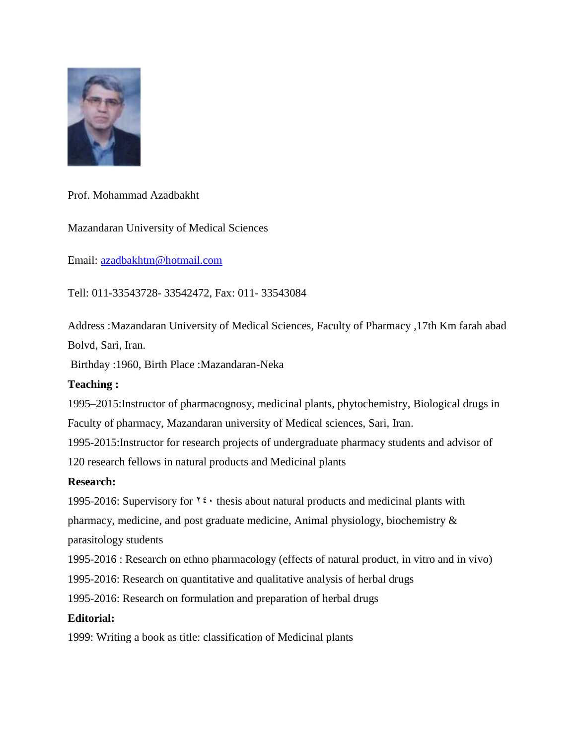Prof. Mohammad Azadbakht

Mazandaran University of Medical Sciences

Email: azadbakhtm@hotmail.com

Tell: 011-33543728- 33542472, Fax: 011- 33543084

Address :Mazandaran University of Medical Sciences, Faculty of Pharmacy ,17th Km farah abad Bolvd, Sari, Iran.

Birthday :1960, Birth Place :Mazandaran-Neka

**Teaching :**

1995–2015:Instructor of pharmacognosy, medicinal plants, phytochemistry, Biological drugs in Faculty of pharmacy, Mazandaran university of Medical sciences, Sari, Iran.

1995-2015:Instructor for research projects of undergraduate pharmacy students and advisor of 120 research fellows in natural products and Medicinal plants

**Research:**

1995-2016: Supervisory for ۲٤۰ thesis about natural products and medicinal plants with pharmacy, medicine, and post graduate medicine, Animal physiology, biochemistry & parasitology students

1995-2016 : Research on ethno pharmacology (effects of natural product, in vitro and in vivo)

1995-2016: Research on quantitative and qualitative analysis of herbal drugs

1995-2016: Research on formulation and preparation of herbal drugs

**Editorial:**

1999: Writing a book as title: classification of Medicinal plants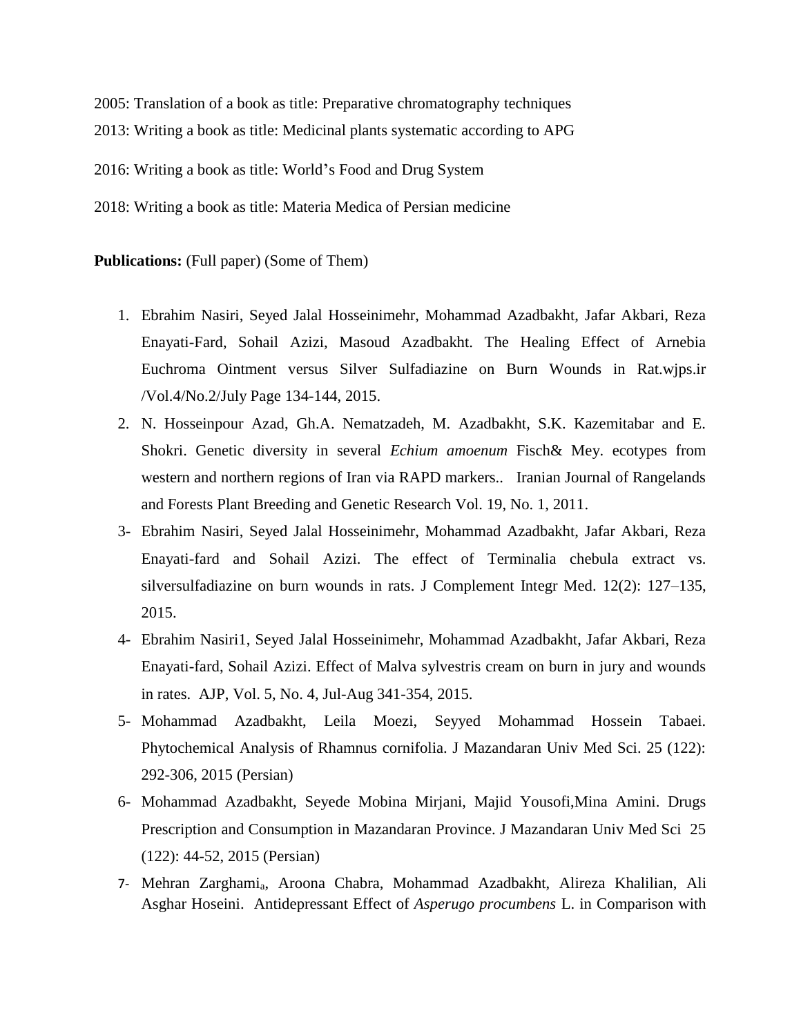2005: Translation of a book as title: Preparative chromatography techniques

2013: Writing a book as title: Medicinal plants systematic according to APG

2016: Writing a book as title: World's Food and Drug System

2018: Writing a book as title: Materia Medica of Persian medicine

**Publications:** (Full paper) (Some of Them)

1. Ebrahim Nasiri, Seyed Jalal Hosseinimehr, Mohammad Azadbakht, Jafar Akbari, Reza Enayati-Fard, Sohail Azizi, Masoud Azadbakht. The Healing Effect of Arnebia Euchroma Ointment versus Silver Sulfadiazine on Burn Wounds in Rat.wjps.ir /Vol.4/No.2/July Page 134-144, 2015.
2. N. Hosseinpour Azad, Gh.A. Nematzadeh, M. Azadbakht, S.K. Kazemitabar and E. Shokri. Genetic diversity in several *Echium amoenum* Fisch& Mey. ecotypes from western and northern regions of Iran via RAPD markers.. Iranian Journal of Rangelands and Forests Plant Breeding and Genetic Research Vol. 19, No. 1, 2011.
3. Ebrahim Nasiri, Seyed Jalal Hosseinimehr, Mohammad Azadbakht, Jafar Akbari, Reza Enayati-fard and Sohail Azizi. The effect of Terminalia chebula extract vs. silversulfadiazine on burn wounds in rats. J Complement Integr Med. 12(2): 127–135, 2015.
4. Ebrahim Nasiri1, Seyed Jalal Hosseinimehr, Mohammad Azadbakht, Jafar Akbari, Reza Enayati-fard, Sohail Azizi. Effect of Malva sylvestris cream on burn in jury and wounds in rates. AJP, Vol. 5, No. 4, Jul-Aug 341-354, 2015.
5. Mohammad Azadbakht, Leila Moezi, Seyyed Mohammad Hossein Tabaei. Phytochemical Analysis of Rhamnus cornifolia. J Mazandaran Univ Med Sci. 25 (122): 292-306, 2015 (Persian)
6. Mohammad Azadbakht, Seyede Mobina Mirjani, Majid Yousofi,Mina Amini. Drugs Prescription and Consumption in Mazandaran Province. J Mazandaran Univ Med Sci 25 (122): 44-52, 2015 (Persian)
7. Mehran Zarghami[a], Aroona Chabra, Mohammad Azadbakht, Alireza Khalilian, Ali Asghar Hoseini. Antidepressant Effect of *Asperugo procumbens* L. in Comparison with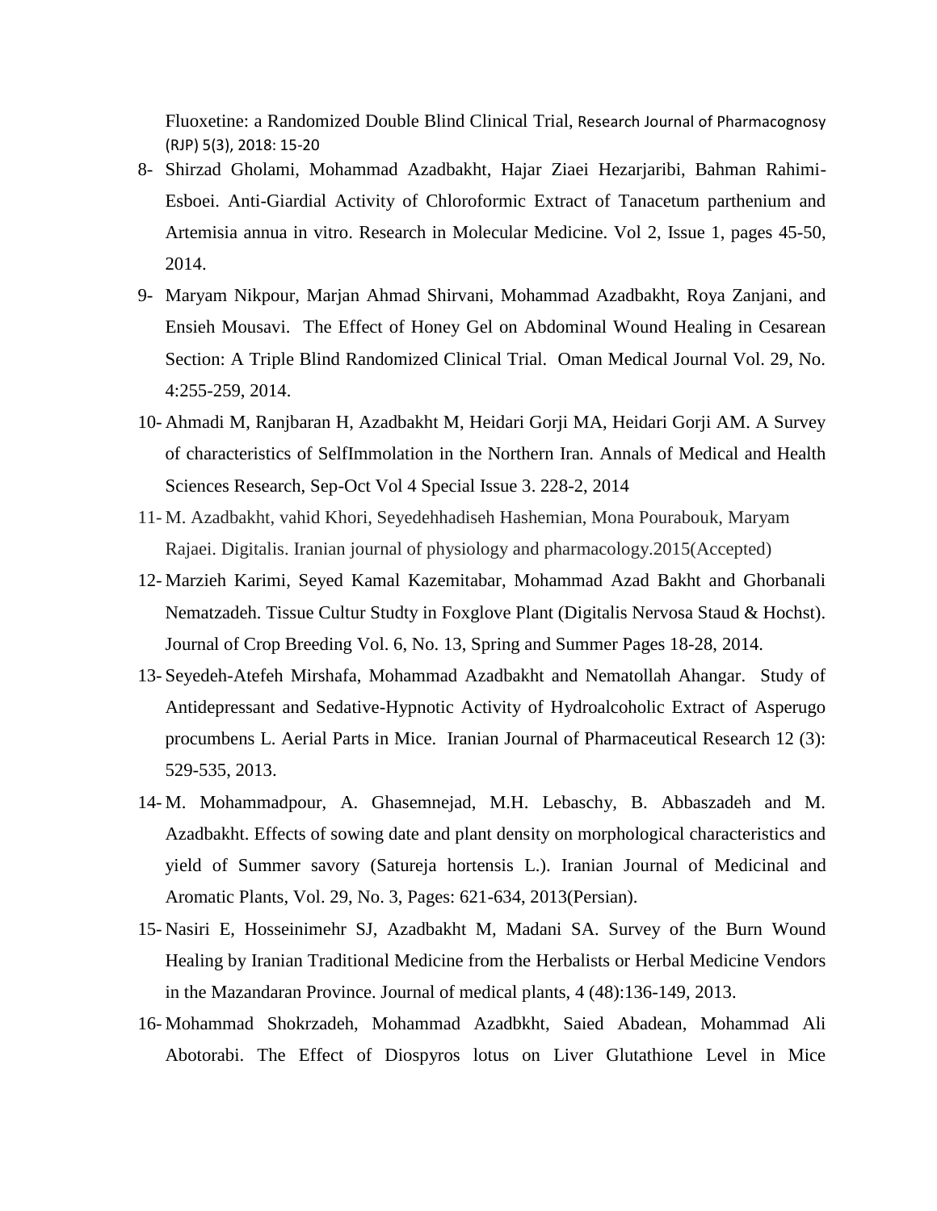Fluoxetine: a Randomized Double Blind Clinical Trial, Research Journal of Pharmacognosy (RJP) 5(3), 2018: 15-20

8- Shirzad Gholami, Mohammad Azadbakht, Hajar Ziaei Hezarjaribi, Bahman Rahimi-Esboei. Anti-Giardial Activity of Chloroformic Extract of Tanacetum parthenium and Artemisia annua in vitro. Research in Molecular Medicine. Vol 2, Issue 1, pages 45-50, 2014.

9- Maryam Nikpour, Marjan Ahmad Shirvani, Mohammad Azadbakht, Roya Zanjani, and Ensieh Mousavi. The Effect of Honey Gel on Abdominal Wound Healing in Cesarean Section: A Triple Blind Randomized Clinical Trial. Oman Medical Journal Vol. 29, No. 4:255-259, 2014.

10- Ahmadi M, Ranjbaran H, Azadbakht M, Heidari Gorji MA, Heidari Gorji AM. A Survey of characteristics of SelfImmolation in the Northern Iran. Annals of Medical and Health Sciences Research, Sep-Oct Vol 4 Special Issue 3. 228-2, 2014

11- M. Azadbakht, vahid Khori, Seyedehhadiseh Hashemian, Mona Pourabouk, Maryam Rajaei. Digitalis. Iranian journal of physiology and pharmacology.2015(Accepted)

12- Marzieh Karimi, Seyed Kamal Kazemitabar, Mohammad Azad Bakht and Ghorbanali Nematzadeh. Tissue Cultur Studty in Foxglove Plant (Digitalis Nervosa Staud & Hochst). Journal of Crop Breeding Vol. 6, No. 13, Spring and Summer Pages 18-28, 2014.

13- Seyedeh-Atefeh Mirshafa, Mohammad Azadbakht and Nematollah Ahangar. Study of Antidepressant and Sedative-Hypnotic Activity of Hydroalcoholic Extract of Asperugo procumbens L. Aerial Parts in Mice. Iranian Journal of Pharmaceutical Research 12 (3): 529-535, 2013.

14- M. Mohammadpour, A. Ghasemnejad, M.H. Lebaschy, B. Abbaszadeh and M. Azadbakht. Effects of sowing date and plant density on morphological characteristics and yield of Summer savory (Satureja hortensis L.). Iranian Journal of Medicinal and Aromatic Plants, Vol. 29, No. 3, Pages: 621-634, 2013(Persian).

15- Nasiri E, Hosseinimehr SJ, Azadbakht M, Madani SA. Survey of the Burn Wound Healing by Iranian Traditional Medicine from the Herbalists or Herbal Medicine Vendors in the Mazandaran Province. Journal of medical plants, 4 (48):136-149, 2013.

16- Mohammad Shokrzadeh, Mohammad Azadbkht, Saied Abadean, Mohammad Ali Abotorabi. The Effect of Diospyros lotus on Liver Glutathione Level in Mice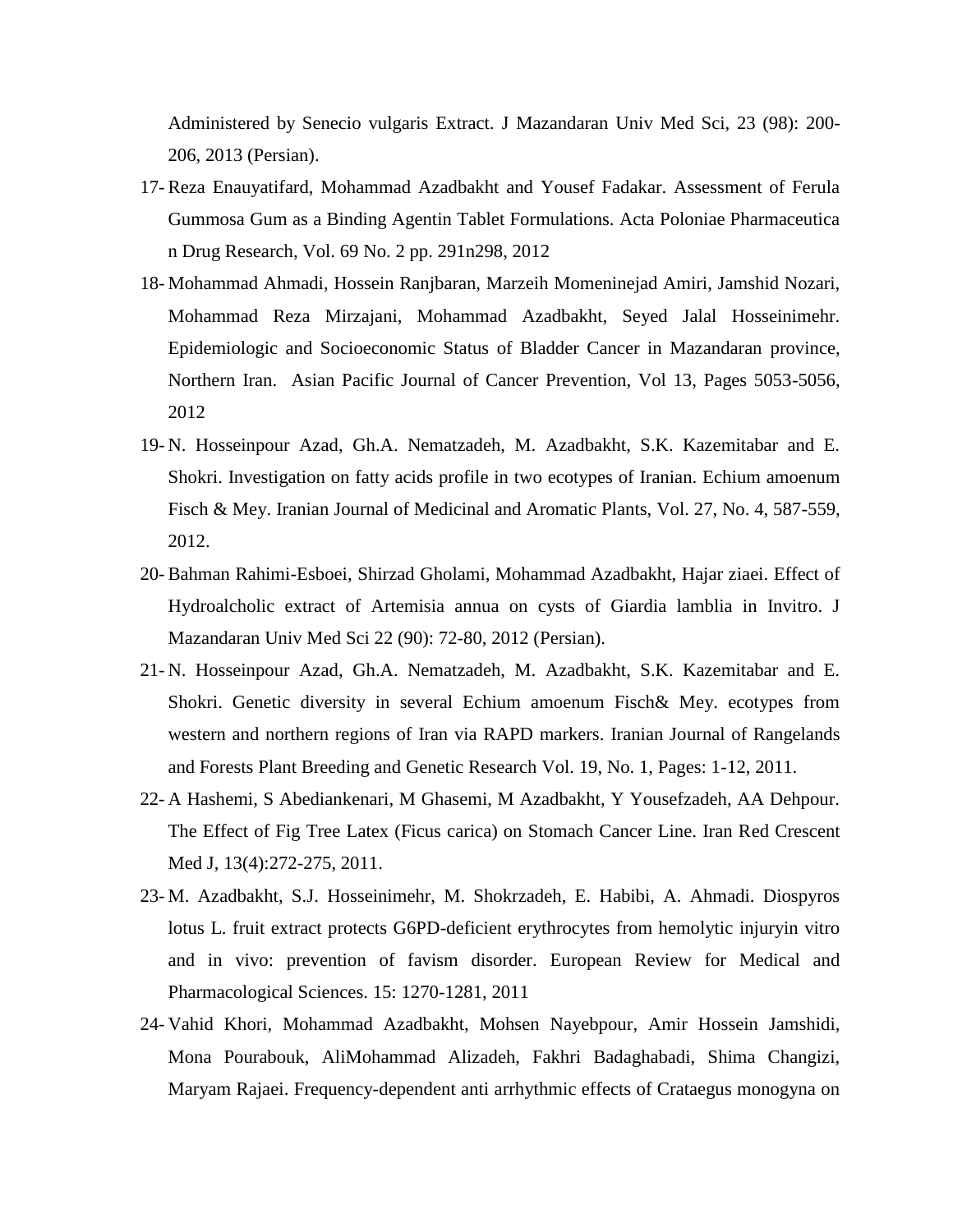Administered by Senecio vulgaris Extract. J Mazandaran Univ Med Sci, 23 (98): 200-206, 2013 (Persian).

17- Reza Enauyatifard, Mohammad Azadbakht and Yousef Fadakar. Assessment of Ferula Gummosa Gum as a Binding Agentin Tablet Formulations. Acta Poloniae Pharmaceutica n Drug Research, Vol. 69 No. 2 pp. 291n298, 2012

18- Mohammad Ahmadi, Hossein Ranjbaran, Marzeih Momeninejad Amiri, Jamshid Nozari, Mohammad Reza Mirzajani, Mohammad Azadbakht, Seyed Jalal Hosseinimehr. Epidemiologic and Socioeconomic Status of Bladder Cancer in Mazandaran province, Northern Iran. Asian Pacific Journal of Cancer Prevention, Vol 13, Pages 5053-5056, 2012

19- N. Hosseinpour Azad, Gh.A. Nematzadeh, M. Azadbakht, S.K. Kazemitabar and E. Shokri. Investigation on fatty acids profile in two ecotypes of Iranian. Echium amoenum Fisch & Mey. Iranian Journal of Medicinal and Aromatic Plants, Vol. 27, No. 4, 587-559, 2012.

20- Bahman Rahimi-Esboei, Shirzad Gholami, Mohammad Azadbakht, Hajar ziaei. Effect of Hydroalcholic extract of Artemisia annua on cysts of Giardia lamblia in Invitro. J Mazandaran Univ Med Sci 22 (90): 72-80, 2012 (Persian).

21- N. Hosseinpour Azad, Gh.A. Nematzadeh, M. Azadbakht, S.K. Kazemitabar and E. Shokri. Genetic diversity in several Echium amoenum Fisch& Mey. ecotypes from western and northern regions of Iran via RAPD markers. Iranian Journal of Rangelands and Forests Plant Breeding and Genetic Research Vol. 19, No. 1, Pages: 1-12, 2011.

22- A Hashemi, S Abediankenari, M Ghasemi, M Azadbakht, Y Yousefzadeh, AA Dehpour. The Effect of Fig Tree Latex (Ficus carica) on Stomach Cancer Line. Iran Red Crescent Med J, 13(4):272-275, 2011.

23- M. Azadbakht, S.J. Hosseinimehr, M. Shokrzadeh, E. Habibi, A. Ahmadi. Diospyros lotus L. fruit extract protects G6PD-deficient erythrocytes from hemolytic injuryin vitro and in vivo: prevention of favism disorder. European Review for Medical and Pharmacological Sciences. 15: 1270-1281, 2011

24- Vahid Khori, Mohammad Azadbakht, Mohsen Nayebpour, Amir Hossein Jamshidi, Mona Pourabouk, AliMohammad Alizadeh, Fakhri Badaghabadi, Shima Changizi, Maryam Rajaei. Frequency-dependent anti arrhythmic effects of Crataegus monogyna on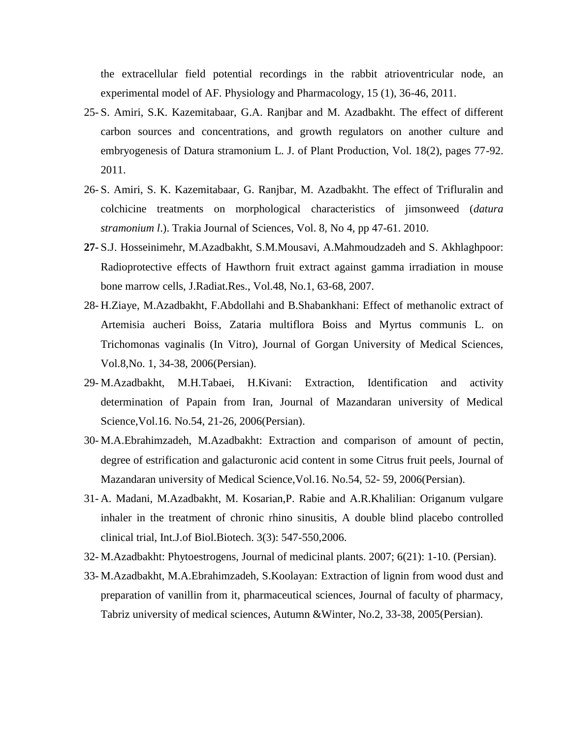the extracellular field potential recordings in the rabbit atrioventricular node, an experimental model of AF. Physiology and Pharmacology, 15 (1), 36-46, 2011.

25- S. Amiri, S.K. Kazemitabaar, G.A. Ranjbar and M. Azadbakht. The effect of different carbon sources and concentrations, and growth regulators on another culture and embryogenesis of Datura stramonium L. J. of Plant Production, Vol. 18(2), pages 77-92. 2011.

26- S. Amiri, S. K. Kazemitabaar, G. Ranjbar, M. Azadbakht. The effect of Trifluralin and colchicine treatments on morphological characteristics of jimsonweed (*datura stramonium l*.). Trakia Journal of Sciences, Vol. 8, No 4, pp 47-61. 2010.

**27-** S.J. Hosseinimehr, M.Azadbakht, S.M.Mousavi, A.Mahmoudzadeh and S. Akhlaghpoor: Radioprotective effects of Hawthorn fruit extract against gamma irradiation in mouse bone marrow cells, J.Radiat.Res., Vol.48, No.1, 63-68, 2007.

28- H.Ziaye, M.Azadbakht, F.Abdollahi and B.Shabankhani: Effect of methanolic extract of Artemisia aucheri Boiss, Zataria multiflora Boiss and Myrtus communis L. on Trichomonas vaginalis (In Vitro), Journal of Gorgan University of Medical Sciences, Vol.8,No. 1, 34-38, 2006(Persian).

29- M.Azadbakht, M.H.Tabaei, H.Kivani: Extraction, Identification and activity determination of Papain from Iran, Journal of Mazandaran university of Medical Science,Vol.16. No.54, 21-26, 2006(Persian).

30- M.A.Ebrahimzadeh, M.Azadbakht: Extraction and comparison of amount of pectin, degree of estrification and galacturonic acid content in some Citrus fruit peels, Journal of Mazandaran university of Medical Science,Vol.16. No.54, 52- 59, 2006(Persian).

31- A. Madani, M.Azadbakht, M. Kosarian,P. Rabie and A.R.Khalilian: Origanum vulgare inhaler in the treatment of chronic rhino sinusitis, A double blind placebo controlled clinical trial, Int.J.of Biol.Biotech. 3(3): 547-550,2006.

32- M.Azadbakht: Phytoestrogens, Journal of medicinal plants. 2007; 6(21): 1-10. (Persian).

33- M.Azadbakht, M.A.Ebrahimzadeh, S.Koolayan: Extraction of lignin from wood dust and preparation of vanillin from it, pharmaceutical sciences, Journal of faculty of pharmacy, Tabriz university of medical sciences, Autumn &Winter, No.2, 33-38, 2005(Persian).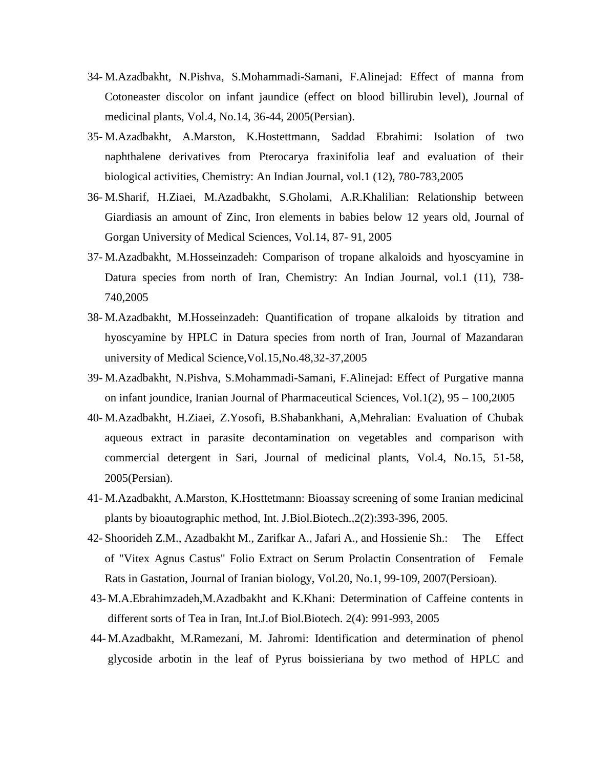34- M.Azadbakht, N.Pishva, S.Mohammadi-Samani, F.Alinejad: Effect of manna from Cotoneaster discolor on infant jaundice (effect on blood billirubin level), Journal of medicinal plants, Vol.4, No.14, 36-44, 2005(Persian).

35- M.Azadbakht, A.Marston, K.Hostettmann, Saddad Ebrahimi: Isolation of two naphthalene derivatives from Pterocarya fraxinifolia leaf and evaluation of their biological activities, Chemistry: An Indian Journal, vol.1 (12), 780-783,2005

36- M.Sharif, H.Ziaei, M.Azadbakht, S.Gholami, A.R.Khalilian: Relationship between Giardiasis an amount of Zinc, Iron elements in babies below 12 years old, Journal of Gorgan University of Medical Sciences, Vol.14, 87- 91, 2005

37- M.Azadbakht, M.Hosseinzadeh: Comparison of tropane alkaloids and hyoscyamine in Datura species from north of Iran, Chemistry: An Indian Journal, vol.1 (11), 738-740,2005

38- M.Azadbakht, M.Hosseinzadeh: Quantification of tropane alkaloids by titration and hyoscyamine by HPLC in Datura species from north of Iran, Journal of Mazandaran university of Medical Science,Vol.15,No.48,32-37,2005

39- M.Azadbakht, N.Pishva, S.Mohammadi-Samani, F.Alinejad: Effect of Purgative manna on infant joundice, Iranian Journal of Pharmaceutical Sciences, Vol.1(2), 95 – 100,2005

40- M.Azadbakht, H.Ziaei, Z.Yosofi, B.Shabankhani, A,Mehralian: Evaluation of Chubak aqueous extract in parasite decontamination on vegetables and comparison with commercial detergent in Sari, Journal of medicinal plants, Vol.4, No.15, 51-58, 2005(Persian).

41- M.Azadbakht, A.Marston, K.Hosttetmann: Bioassay screening of some Iranian medicinal plants by bioautographic method, Int. J.Biol.Biotech.,2(2):393-396, 2005.

42- Shoorideh Z.M., Azadbakht M., Zarifkar A., Jafari A., and Hossienie Sh.: The Effect of "Vitex Agnus Castus" Folio Extract on Serum Prolactin Consentration of Female Rats in Gastation, Journal of Iranian biology, Vol.20, No.1, 99-109, 2007(Persioan).

43- M.A.Ebrahimzadeh,M.Azadbakht and K.Khani: Determination of Caffeine contents in different sorts of Tea in Iran, Int.J.of Biol.Biotech. 2(4): 991-993, 2005

44- M.Azadbakht, M.Ramezani, M. Jahromi: Identification and determination of phenol glycoside arbotin in the leaf of Pyrus boissieriana by two method of HPLC and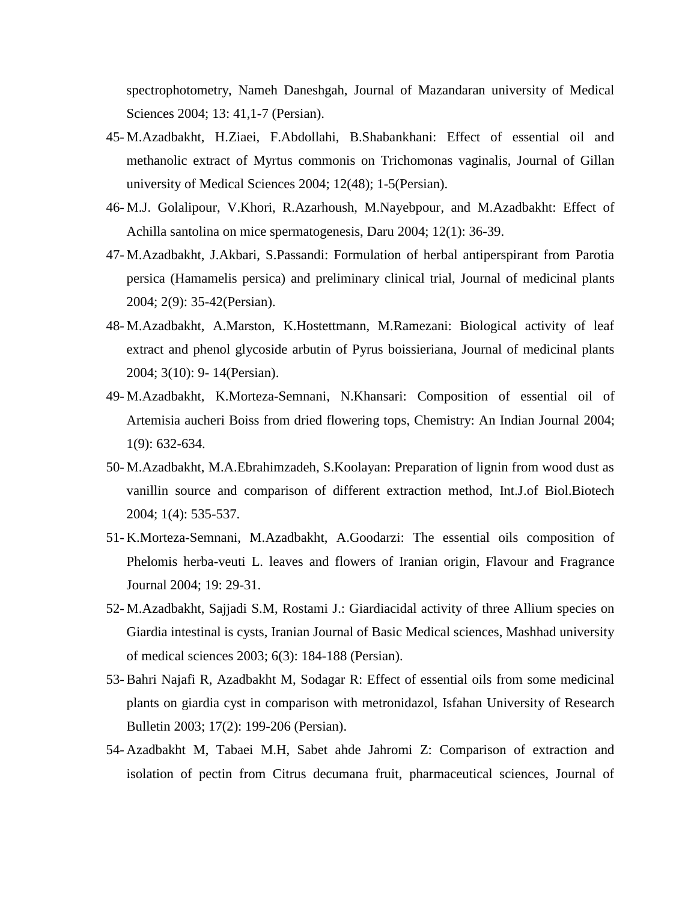spectrophotometry, Nameh Daneshgah, Journal of Mazandaran university of Medical Sciences 2004; 13: 41,1-7 (Persian).

45- M.Azadbakht, H.Ziaei, F.Abdollahi, B.Shabankhani: Effect of essential oil and methanolic extract of Myrtus commonis on Trichomonas vaginalis, Journal of Gillan university of Medical Sciences 2004; 12(48); 1-5(Persian).

46- M.J. Golalipour, V.Khori, R.Azarhoush, M.Nayebpour, and M.Azadbakht: Effect of Achilla santolina on mice spermatogenesis, Daru 2004; 12(1): 36-39.

47- M.Azadbakht, J.Akbari, S.Passandi: Formulation of herbal antiperspirant from Parotia persica (Hamamelis persica) and preliminary clinical trial, Journal of medicinal plants 2004; 2(9): 35-42(Persian).

48- M.Azadbakht, A.Marston, K.Hostettmann, M.Ramezani: Biological activity of leaf extract and phenol glycoside arbutin of Pyrus boissieriana, Journal of medicinal plants 2004; 3(10): 9- 14(Persian).

49- M.Azadbakht, K.Morteza-Semnani, N.Khansari: Composition of essential oil of Artemisia aucheri Boiss from dried flowering tops, Chemistry: An Indian Journal 2004; 1(9): 632-634.

50- M.Azadbakht, M.A.Ebrahimzadeh, S.Koolayan: Preparation of lignin from wood dust as vanillin source and comparison of different extraction method, Int.J.of Biol.Biotech 2004; 1(4): 535-537.

51- K.Morteza-Semnani, M.Azadbakht, A.Goodarzi: The essential oils composition of Phelomis herba-veuti L. leaves and flowers of Iranian origin, Flavour and Fragrance Journal 2004; 19: 29-31.

52- M.Azadbakht, Sajjadi S.M, Rostami J.: Giardiacidal activity of three Allium species on Giardia intestinal is cysts, Iranian Journal of Basic Medical sciences, Mashhad university of medical sciences 2003; 6(3): 184-188 (Persian).

53- Bahri Najafi R, Azadbakht M, Sodagar R: Effect of essential oils from some medicinal plants on giardia cyst in comparison with metronidazol, Isfahan University of Research Bulletin 2003; 17(2): 199-206 (Persian).

54- Azadbakht M, Tabaei M.H, Sabet ahde Jahromi Z: Comparison of extraction and isolation of pectin from Citrus decumana fruit, pharmaceutical sciences, Journal of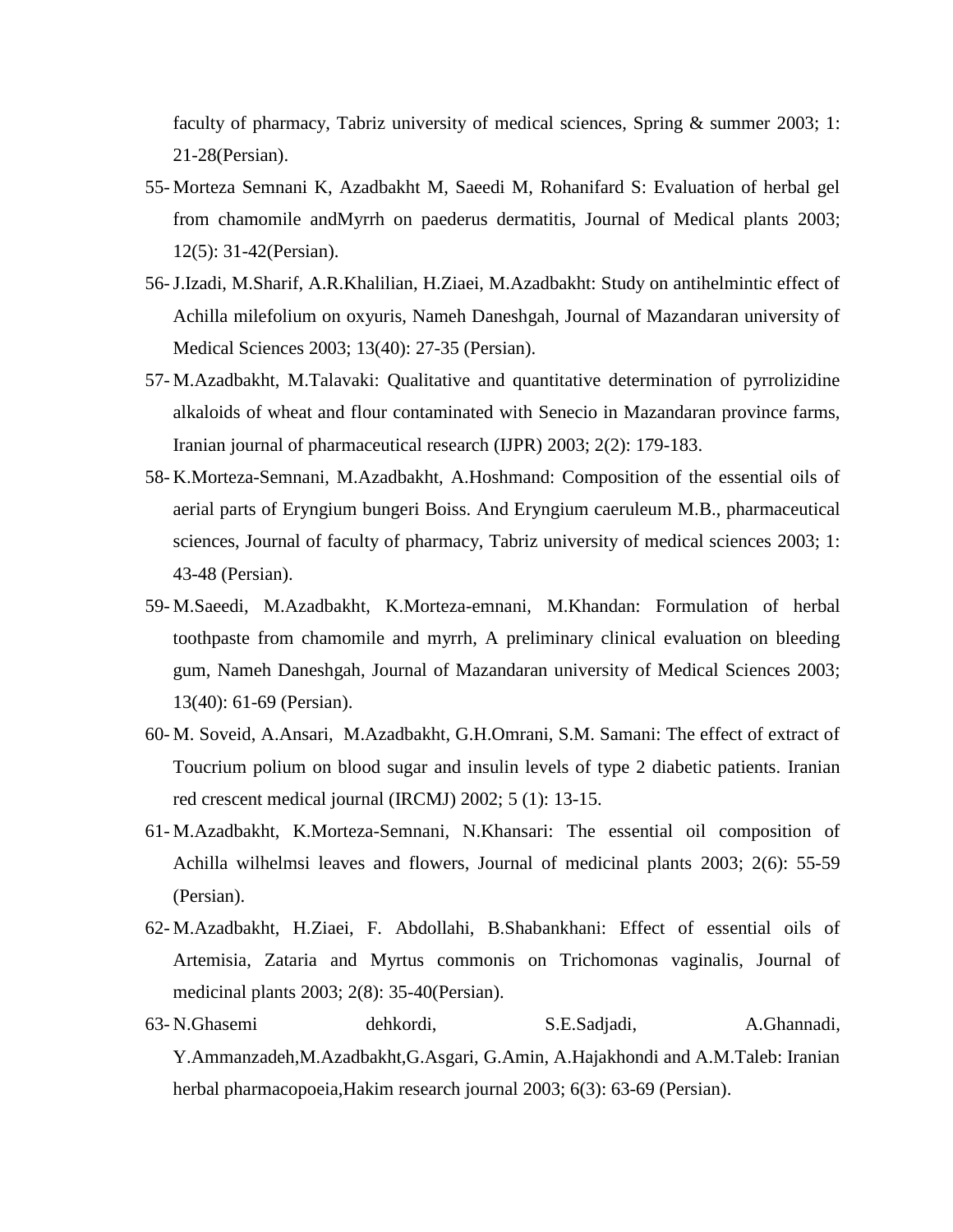faculty of pharmacy, Tabriz university of medical sciences, Spring & summer 2003; 1: 21-28(Persian).

55- Morteza Semnani K, Azadbakht M, Saeedi M, Rohanifard S: Evaluation of herbal gel from chamomile andMyrrh on paederus dermatitis, Journal of Medical plants 2003; 12(5): 31-42(Persian).

56- J.Izadi, M.Sharif, A.R.Khalilian, H.Ziaei, M.Azadbakht: Study on antihelmintic effect of Achilla milefolium on oxyuris, Nameh Daneshgah, Journal of Mazandaran university of Medical Sciences 2003; 13(40): 27-35 (Persian).

57- M.Azadbakht, M.Talavaki: Qualitative and quantitative determination of pyrrolizidine alkaloids of wheat and flour contaminated with Senecio in Mazandaran province farms, Iranian journal of pharmaceutical research (IJPR) 2003; 2(2): 179-183.

58- K.Morteza-Semnani, M.Azadbakht, A.Hoshmand: Composition of the essential oils of aerial parts of Eryngium bungeri Boiss. And Eryngium caeruleum M.B., pharmaceutical sciences, Journal of faculty of pharmacy, Tabriz university of medical sciences 2003; 1: 43-48 (Persian).

59- M.Saeedi, M.Azadbakht, K.Morteza-emnani, M.Khandan: Formulation of herbal toothpaste from chamomile and myrrh, A preliminary clinical evaluation on bleeding gum, Nameh Daneshgah, Journal of Mazandaran university of Medical Sciences 2003; 13(40): 61-69 (Persian).

60- M. Soveid, A.Ansari, M.Azadbakht, G.H.Omrani, S.M. Samani: The effect of extract of Toucrium polium on blood sugar and insulin levels of type 2 diabetic patients. Iranian red crescent medical journal (IRCMJ) 2002; 5 (1): 13-15.

61- M.Azadbakht, K.Morteza-Semnani, N.Khansari: The essential oil composition of Achilla wilhelmsi leaves and flowers, Journal of medicinal plants 2003; 2(6): 55-59 (Persian).

62- M.Azadbakht, H.Ziaei, F. Abdollahi, B.Shabankhani: Effect of essential oils of Artemisia, Zataria and Myrtus commonis on Trichomonas vaginalis, Journal of medicinal plants 2003; 2(8): 35-40(Persian).

63- N.Ghasemi dehkordi, S.E.Sadjadi, A.Ghannadi, Y.Ammanzadeh,M.Azadbakht,G.Asgari, G.Amin, A.Hajakhondi and A.M.Taleb: Iranian herbal pharmacopoeia,Hakim research journal 2003; 6(3): 63-69 (Persian).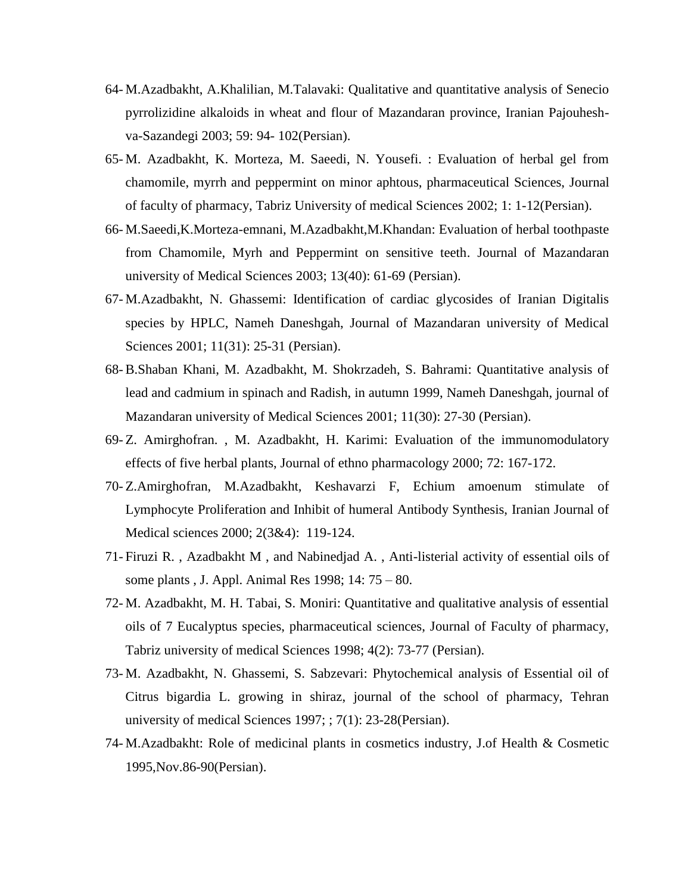64- M.Azadbakht, A.Khalilian, M.Talavaki: Qualitative and quantitative analysis of Senecio pyrrolizidine alkaloids in wheat and flour of Mazandaran province, Iranian Pajouhesh-va-Sazandegi 2003; 59: 94- 102(Persian).

65- M. Azadbakht, K. Morteza, M. Saeedi, N. Yousefi. : Evaluation of herbal gel from chamomile, myrrh and peppermint on minor aphtous, pharmaceutical Sciences, Journal of faculty of pharmacy, Tabriz University of medical Sciences 2002; 1: 1-12(Persian).

66- M.Saeedi,K.Morteza-emnani, M.Azadbakht,M.Khandan: Evaluation of herbal toothpaste from Chamomile, Myrh and Peppermint on sensitive teeth. Journal of Mazandaran university of Medical Sciences 2003; 13(40): 61-69 (Persian).

67- M.Azadbakht, N. Ghassemi: Identification of cardiac glycosides of Iranian Digitalis species by HPLC, Nameh Daneshgah, Journal of Mazandaran university of Medical Sciences 2001; 11(31): 25-31 (Persian).

68- B.Shaban Khani, M. Azadbakht, M. Shokrzadeh, S. Bahrami: Quantitative analysis of lead and cadmium in spinach and Radish, in autumn 1999, Nameh Daneshgah, journal of Mazandaran university of Medical Sciences 2001; 11(30): 27-30 (Persian).

69- Z. Amirghofran. , M. Azadbakht, H. Karimi: Evaluation of the immunomodulatory effects of five herbal plants, Journal of ethno pharmacology 2000; 72: 167-172.

70- Z.Amirghofran, M.Azadbakht, Keshavarzi F, Echium amoenum stimulate of Lymphocyte Proliferation and Inhibit of humeral Antibody Synthesis, Iranian Journal of Medical sciences 2000; 2(3&4): 119-124.

71- Firuzi R. , Azadbakht M , and Nabinedjad A. , Anti-listerial activity of essential oils of some plants , J. Appl. Animal Res 1998; 14: 75 – 80.

72- M. Azadbakht, M. H. Tabai, S. Moniri: Quantitative and qualitative analysis of essential oils of 7 Eucalyptus species, pharmaceutical sciences, Journal of Faculty of pharmacy, Tabriz university of medical Sciences 1998; 4(2): 73-77 (Persian).

73- M. Azadbakht, N. Ghassemi, S. Sabzevari: Phytochemical analysis of Essential oil of Citrus bigardia L. growing in shiraz, journal of the school of pharmacy, Tehran university of medical Sciences 1997; ; 7(1): 23-28(Persian).

74- M.Azadbakht: Role of medicinal plants in cosmetics industry, J.of Health & Cosmetic 1995,Nov.86-90(Persian).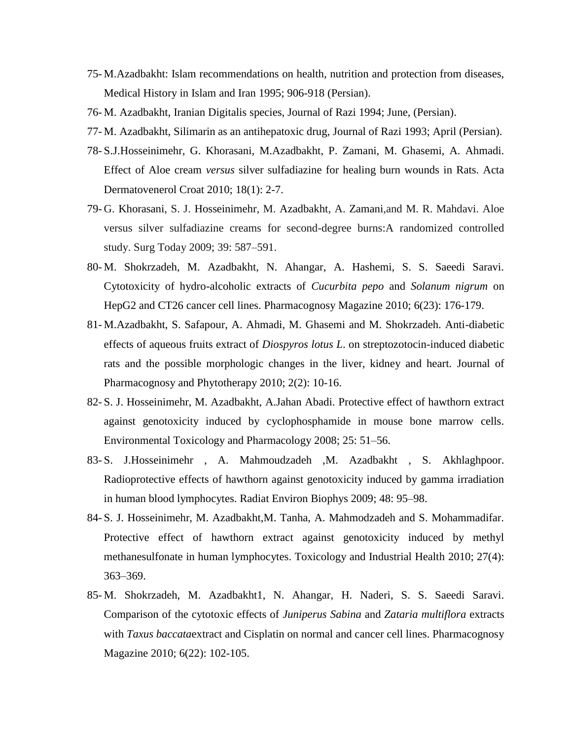75- M.Azadbakht: Islam recommendations on health, nutrition and protection from diseases, Medical History in Islam and Iran 1995; 906-918 (Persian).

76- M. Azadbakht, Iranian Digitalis species, Journal of Razi 1994; June, (Persian).

77- M. Azadbakht, Silimarin as an antihepatoxic drug, Journal of Razi 1993; April (Persian).

78- S.J.Hosseinimehr, G. Khorasani, M.Azadbakht, P. Zamani, M. Ghasemi, A. Ahmadi. Effect of Aloe cream *versus* silver sulfadiazine for healing burn wounds in Rats. Acta Dermatovenerol Croat 2010; 18(1): 2-7.

79- G. Khorasani, S. J. Hosseinimehr, M. Azadbakht, A. Zamani,and M. R. Mahdavi. Aloe versus silver sulfadiazine creams for second-degree burns:A randomized controlled study. Surg Today 2009; 39: 587–591.

80- M. Shokrzadeh, M. Azadbakht, N. Ahangar, A. Hashemi, S. S. Saeedi Saravi. Cytotoxicity of hydro-alcoholic extracts of *Cucurbita pepo* and *Solanum nigrum* on HepG2 and CT26 cancer cell lines. Pharmacognosy Magazine 2010; 6(23): 176-179.

81- M.Azadbakht, S. Safapour, A. Ahmadi, M. Ghasemi and M. Shokrzadeh. Anti-diabetic effects of aqueous fruits extract of *Diospyros lotus L*. on streptozotocin-induced diabetic rats and the possible morphologic changes in the liver, kidney and heart. Journal of Pharmacognosy and Phytotherapy 2010; 2(2): 10-16.

82- S. J. Hosseinimehr, M. Azadbakht, A.Jahan Abadi. Protective effect of hawthorn extract against genotoxicity induced by cyclophosphamide in mouse bone marrow cells. Environmental Toxicology and Pharmacology 2008; 25: 51–56.

83- S. J.Hosseinimehr , A. Mahmoudzadeh ,M. Azadbakht , S. Akhlaghpoor. Radioprotective effects of hawthorn against genotoxicity induced by gamma irradiation in human blood lymphocytes. Radiat Environ Biophys 2009; 48: 95–98.

84- S. J. Hosseinimehr, M. Azadbakht,M. Tanha, A. Mahmodzadeh and S. Mohammadifar. Protective effect of hawthorn extract against genotoxicity induced by methyl methanesulfonate in human lymphocytes. Toxicology and Industrial Health 2010; 27(4): 363–369.

85- M. Shokrzadeh, M. Azadbakht1, N. Ahangar, H. Naderi, S. S. Saeedi Saravi. Comparison of the cytotoxic effects of *Juniperus Sabina* and *Zataria multiflora* extracts with *Taxus baccata*extract and Cisplatin on normal and cancer cell lines. Pharmacognosy Magazine 2010; 6(22): 102-105.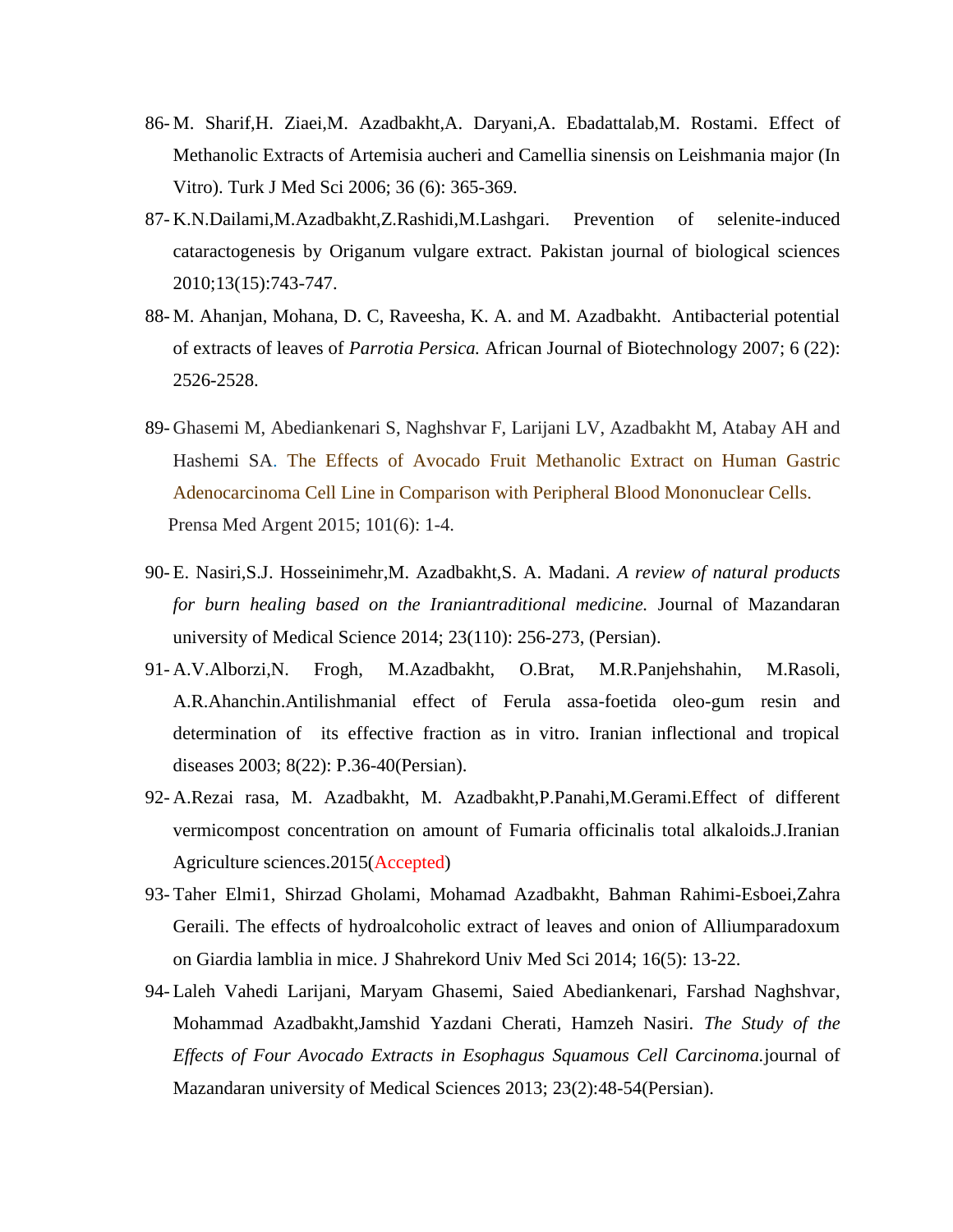86- M. Sharif,H. Ziaei,M. Azadbakht,A. Daryani,A. Ebadattalab,M. Rostami. Effect of Methanolic Extracts of Artemisia aucheri and Camellia sinensis on Leishmania major (In Vitro). Turk J Med Sci 2006; 36 (6): 365-369.

87- K.N.Dailami,M.Azadbakht,Z.Rashidi,M.Lashgari. Prevention of selenite-induced cataractogenesis by Origanum vulgare extract. Pakistan journal of biological sciences 2010;13(15):743-747.

88- M. Ahanjan, Mohana, D. C, Raveesha, K. A. and M. Azadbakht. Antibacterial potential of extracts of leaves of *Parrotia Persica.* African Journal of Biotechnology 2007; 6 (22): 2526-2528.

89- Ghasemi M, Abediankenari S, Naghshvar F, Larijani LV, Azadbakht M, Atabay AH and Hashemi SA. The Effects of Avocado Fruit Methanolic Extract on Human Gastric Adenocarcinoma Cell Line in Comparison with Peripheral Blood Mononuclear Cells. Prensa Med Argent 2015; 101(6): 1-4.

90- E. Nasiri,S.J. Hosseinimehr,M. Azadbakht,S. A. Madani. *A review of natural products for burn healing based on the Iraniantraditional medicine.* Journal of Mazandaran university of Medical Science 2014; 23(110): 256-273, (Persian).

91- A.V.Alborzi,N. Frogh, M.Azadbakht, O.Brat, M.R.Panjehshahin, M.Rasoli, A.R.Ahanchin.Antilishmanial effect of Ferula assa-foetida oleo-gum resin and determination of its effective fraction as in vitro. Iranian inflectional and tropical diseases 2003; 8(22): P.36-40(Persian).

92- A.Rezai rasa, M. Azadbakht, M. Azadbakht,P.Panahi,M.Gerami.Effect of different vermicompost concentration on amount of Fumaria officinalis total alkaloids.J.Iranian Agriculture sciences.2015(Accepted)

93- Taher Elmi1, Shirzad Gholami, Mohamad Azadbakht, Bahman Rahimi-Esboei,Zahra Geraili. The effects of hydroalcoholic extract of leaves and onion of Alliumparadoxum on Giardia lamblia in mice. J Shahrekord Univ Med Sci 2014; 16(5): 13-22.

94- Laleh Vahedi Larijani, Maryam Ghasemi, Saied Abediankenari, Farshad Naghshvar, Mohammad Azadbakht,Jamshid Yazdani Cherati, Hamzeh Nasiri. *The Study of the Effects of Four Avocado Extracts in Esophagus Squamous Cell Carcinoma.*journal of Mazandaran university of Medical Sciences 2013; 23(2):48-54(Persian).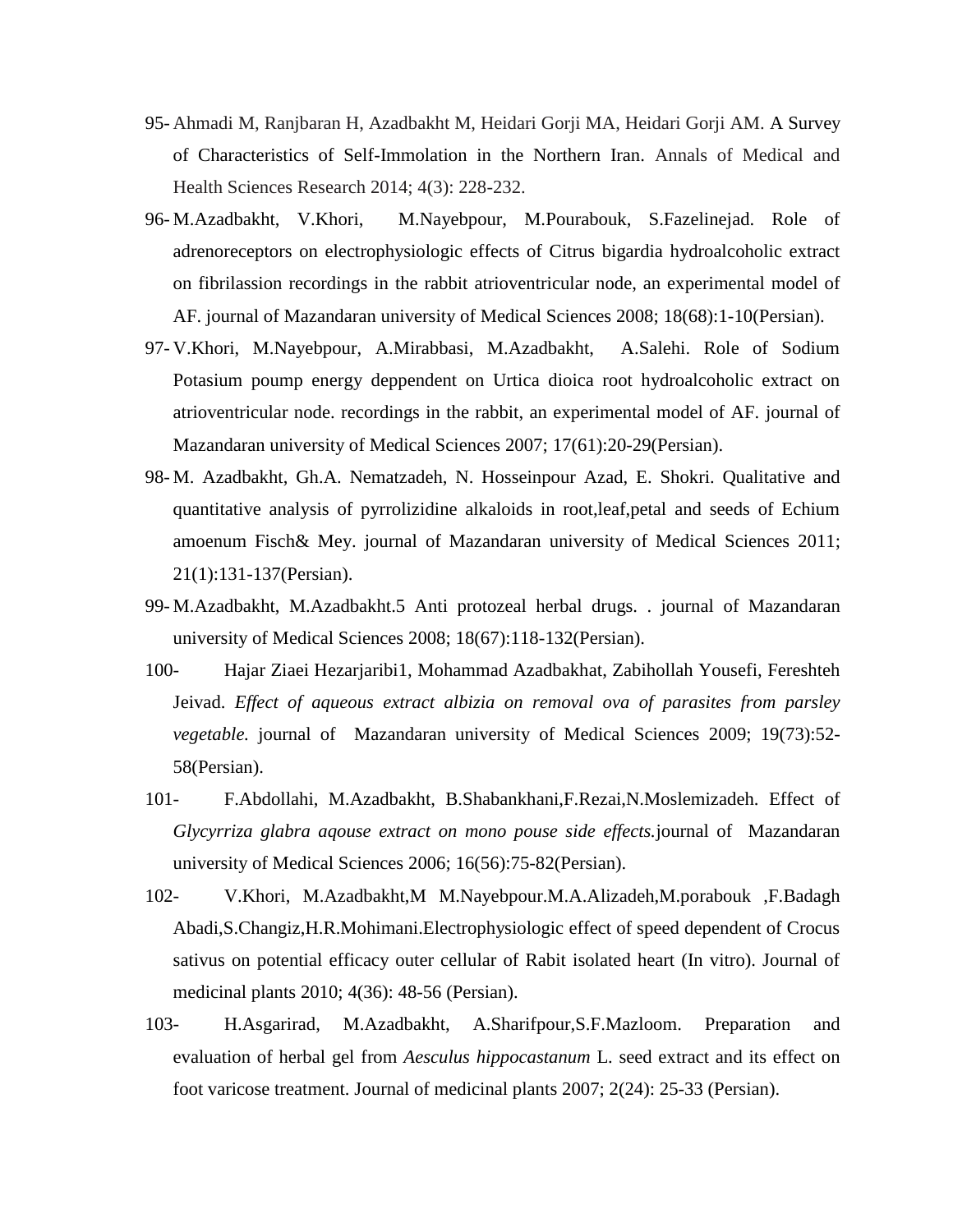95- Ahmadi M, Ranjbaran H, Azadbakht M, Heidari Gorji MA, Heidari Gorji AM. A Survey of Characteristics of Self-Immolation in the Northern Iran. Annals of Medical and Health Sciences Research 2014; 4(3): 228-232.

96- M.Azadbakht, V.Khori, M.Nayebpour, M.Pourabouk, S.Fazelinejad. Role of adrenoreceptors on electrophysiologic effects of Citrus bigardia hydroalcoholic extract on fibrilassion recordings in the rabbit atrioventricular node, an experimental model of AF. journal of Mazandaran university of Medical Sciences 2008; 18(68):1-10(Persian).

97- V.Khori, M.Nayebpour, A.Mirabbasi, M.Azadbakht, A.Salehi. Role of Sodium Potasium poump energy deppendent on Urtica dioica root hydroalcoholic extract on atrioventricular node. recordings in the rabbit, an experimental model of AF. journal of Mazandaran university of Medical Sciences 2007; 17(61):20-29(Persian).

98- M. Azadbakht, Gh.A. Nematzadeh, N. Hosseinpour Azad, E. Shokri. Qualitative and quantitative analysis of pyrrolizidine alkaloids in root,leaf,petal and seeds of Echium amoenum Fisch& Mey. journal of Mazandaran university of Medical Sciences 2011; 21(1):131-137(Persian).

99- M.Azadbakht, M.Azadbakht.5 Anti protozeal herbal drugs. . journal of Mazandaran university of Medical Sciences 2008; 18(67):118-132(Persian).

100- Hajar Ziaei Hezarjaribi1, Mohammad Azadbakhat, Zabihollah Yousefi, Fereshteh Jeivad. *Effect of aqueous extract albizia on removal ova of parasites from parsley vegetable.* journal of Mazandaran university of Medical Sciences 2009; 19(73):52-58(Persian).

101- F.Abdollahi, M.Azadbakht, B.Shabankhani,F.Rezai,N.Moslemizadeh. Effect of *Glycyrriza glabra aqouse extract on mono pouse side effects.*journal of Mazandaran university of Medical Sciences 2006; 16(56):75-82(Persian).

102- V.Khori, M.Azadbakht,M M.Nayebpour.M.A.Alizadeh,M.porabouk ,F.Badagh Abadi,S.Changiz,H.R.Mohimani.Electrophysiologic effect of speed dependent of Crocus sativus on potential efficacy outer cellular of Rabit isolated heart (In vitro). Journal of medicinal plants 2010; 4(36): 48-56 (Persian).

103- H.Asgarirad, M.Azadbakht, A.Sharifpour,S.F.Mazloom. Preparation and evaluation of herbal gel from *Aesculus hippocastanum* L. seed extract and its effect on foot varicose treatment. Journal of medicinal plants 2007; 2(24): 25-33 (Persian).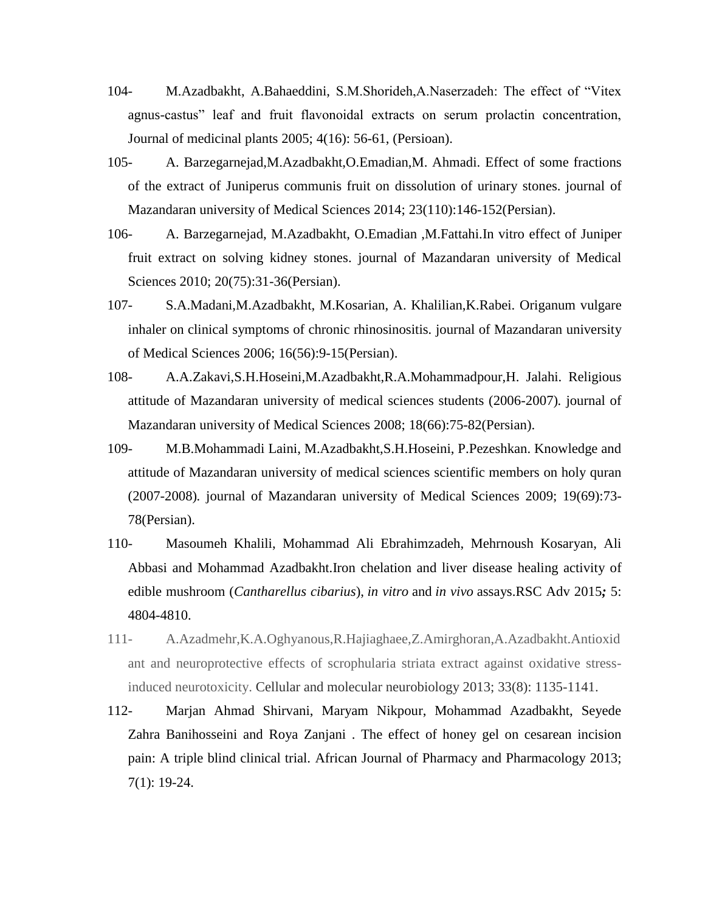104- M.Azadbakht, A.Bahaeddini, S.M.Shorideh,A.Naserzadeh: The effect of “Vitex agnus-castus” leaf and fruit flavonoidal extracts on serum prolactin concentration, Journal of medicinal plants 2005; 4(16): 56-61, (Persioan).

105- A. Barzegarnejad,M.Azadbakht,O.Emadian,M. Ahmadi. Effect of some fractions of the extract of Juniperus communis fruit on dissolution of urinary stones. journal of Mazandaran university of Medical Sciences 2014; 23(110):146-152(Persian).

106- A. Barzegarnejad, M.Azadbakht, O.Emadian ,M.Fattahi.In vitro effect of Juniper fruit extract on solving kidney stones. journal of Mazandaran university of Medical Sciences 2010; 20(75):31-36(Persian).

107- S.A.Madani,M.Azadbakht, M.Kosarian, A. Khalilian,K.Rabei. Origanum vulgare inhaler on clinical symptoms of chronic rhinosinositis. journal of Mazandaran university of Medical Sciences 2006; 16(56):9-15(Persian).

108- A.A.Zakavi,S.H.Hoseini,M.Azadbakht,R.A.Mohammadpour,H. Jalahi. Religious attitude of Mazandaran university of medical sciences students (2006-2007). journal of Mazandaran university of Medical Sciences 2008; 18(66):75-82(Persian).

109- M.B.Mohammadi Laini, M.Azadbakht,S.H.Hoseini, P.Pezeshkan. Knowledge and attitude of Mazandaran university of medical sciences scientific members on holy quran (2007-2008). journal of Mazandaran university of Medical Sciences 2009; 19(69):73-78(Persian).

110- Masoumeh Khalili, Mohammad Ali Ebrahimzadeh, Mehrnoush Kosaryan, Ali Abbasi and Mohammad Azadbakht.Iron chelation and liver disease healing activity of edible mushroom (*Cantharellus cibarius*), *in vitro* and *in vivo* assays.RSC Adv 2015***;*** 5: 4804-4810.

111- A.Azadmehr,K.A.Oghyanous,R.Hajiaghaee,Z.Amirghoran,A.Azadbakht.Antioxidant and neuroprotective effects of scrophularia striata extract against oxidative stress-induced neurotoxicity. Cellular and molecular neurobiology 2013; 33(8): 1135-1141.

112- Marjan Ahmad Shirvani, Maryam Nikpour, Mohammad Azadbakht, Seyede Zahra Banihosseini and Roya Zanjani . The effect of honey gel on cesarean incision pain: A triple blind clinical trial. African Journal of Pharmacy and Pharmacology 2013; 7(1): 19-24.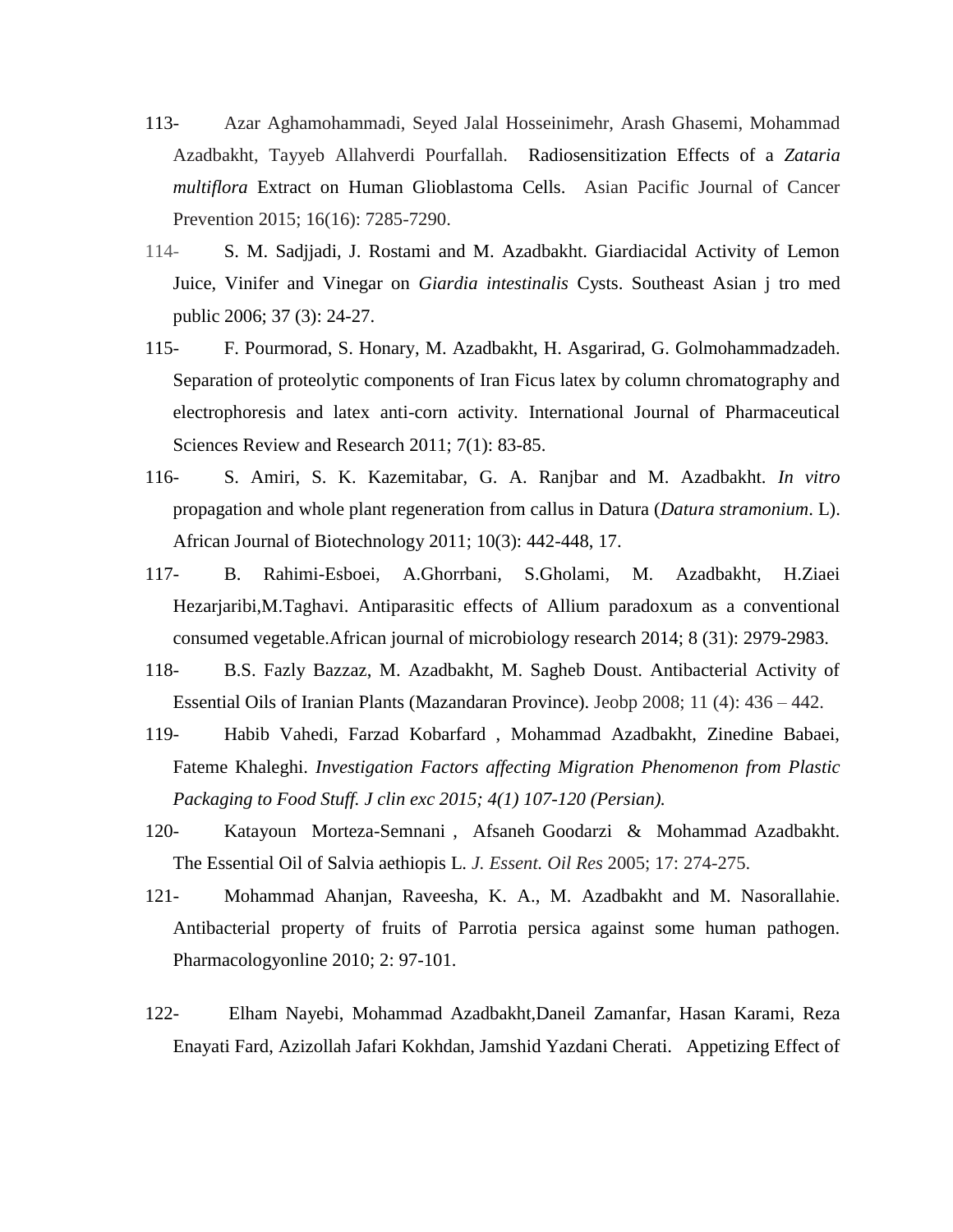113- Azar Aghamohammadi, Seyed Jalal Hosseinimehr, Arash Ghasemi, Mohammad Azadbakht, Tayyeb Allahverdi Pourfallah. Radiosensitization Effects of a *Zataria multiflora* Extract on Human Glioblastoma Cells. Asian Pacific Journal of Cancer Prevention 2015; 16(16): 7285-7290.

114- S. M. Sadjjadi, J. Rostami and M. Azadbakht. Giardiacidal Activity of Lemon Juice, Vinifer and Vinegar on *Giardia intestinalis* Cysts. Southeast Asian j tro med public 2006; 37 (3): 24-27.

115- F. Pourmorad, S. Honary, M. Azadbakht, H. Asgarirad, G. Golmohammadzadeh. Separation of proteolytic components of Iran Ficus latex by column chromatography and electrophoresis and latex anti-corn activity. International Journal of Pharmaceutical Sciences Review and Research 2011; 7(1): 83-85.

116- S. Amiri, S. K. Kazemitabar, G. A. Ranjbar and M. Azadbakht. *In vitro* propagation and whole plant regeneration from callus in Datura (*Datura stramonium*. L). African Journal of Biotechnology 2011; 10(3): 442-448, 17.

117- B. Rahimi-Esboei, A.Ghorrbani, S.Gholami, M. Azadbakht, H.Ziaei Hezarjaribi,M.Taghavi. Antiparasitic effects of Allium paradoxum as a conventional consumed vegetable.African journal of microbiology research 2014; 8 (31): 2979-2983.

118- B.S. Fazly Bazzaz, M. Azadbakht, M. Sagheb Doust. Antibacterial Activity of Essential Oils of Iranian Plants (Mazandaran Province). Jeobp 2008; 11 (4): 436 – 442.

119- Habib Vahedi, Farzad Kobarfard , Mohammad Azadbakht, Zinedine Babaei, Fateme Khaleghi. *Investigation Factors affecting Migration Phenomenon from Plastic Packaging to Food Stuff. J clin exc 2015; 4(1) 107-120 (Persian).*

120- Katayoun Morteza-Semnani , Afsaneh Goodarzi & Mohammad Azadbakht. The Essential Oil of Salvia aethiopis L. *J. Essent. Oil Res* 2005; 17: 274-275.

121- Mohammad Ahanjan, Raveesha, K. A., M. Azadbakht and M. Nasorallahie. Antibacterial property of fruits of Parrotia persica against some human pathogen. Pharmacologyonline 2010; 2: 97-101.

122- Elham Nayebi, Mohammad Azadbakht,Daneil Zamanfar, Hasan Karami, Reza Enayati Fard, Azizollah Jafari Kokhdan, Jamshid Yazdani Cherati. Appetizing Effect of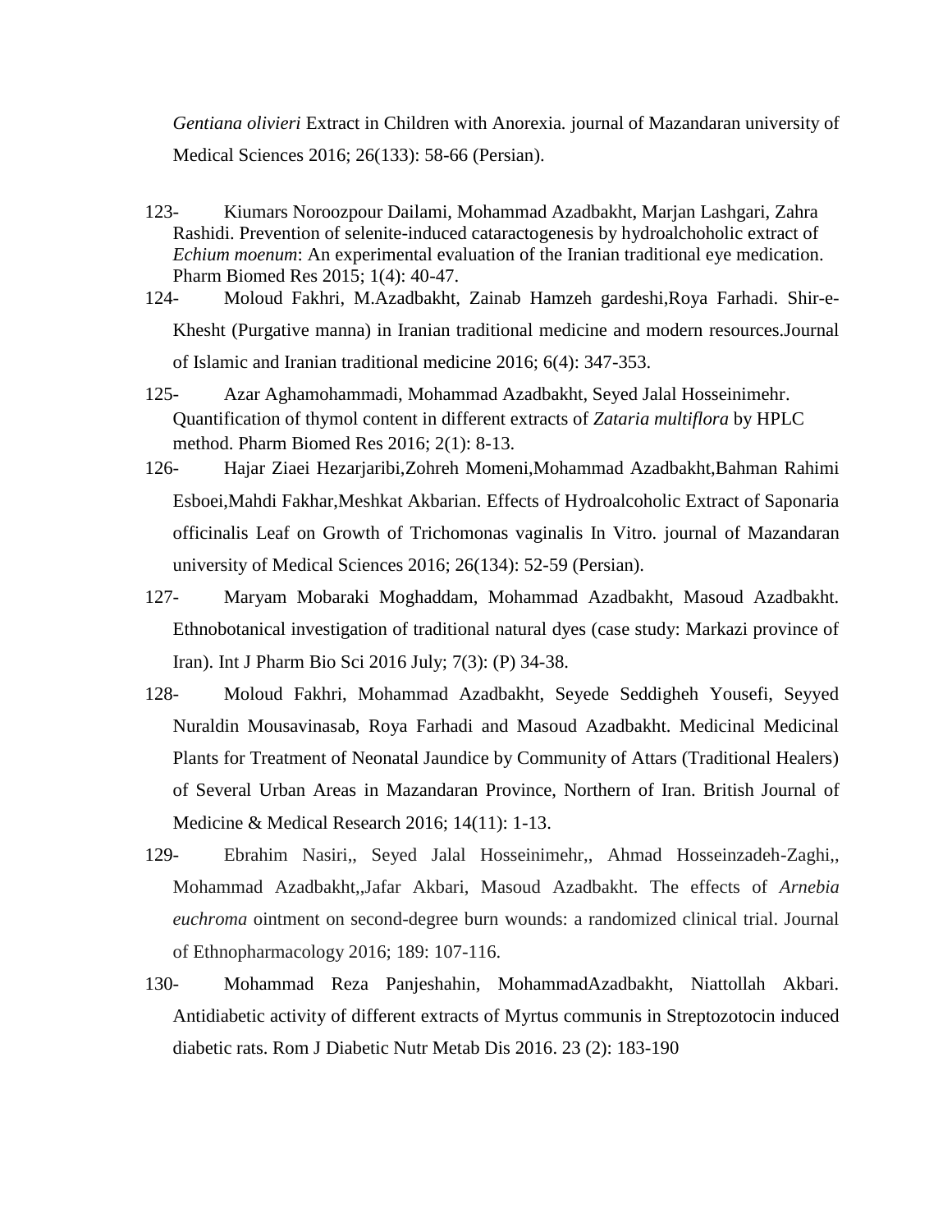*Gentiana olivieri* Extract in Children with Anorexia. journal of Mazandaran university of Medical Sciences 2016; 26(133): 58-66 (Persian).

123- Kiumars Noroozpour Dailami, Mohammad Azadbakht, Marjan Lashgari, Zahra Rashidi. Prevention of selenite-induced cataractogenesis by hydroalchoholic extract of *Echium moenum*: An experimental evaluation of the Iranian traditional eye medication. Pharm Biomed Res 2015; 1(4): 40-47.

124- Moloud Fakhri, M.Azadbakht, Zainab Hamzeh gardeshi,Roya Farhadi. Shir-e-Khesht (Purgative manna) in Iranian traditional medicine and modern resources.Journal of Islamic and Iranian traditional medicine 2016; 6(4): 347-353.

125- Azar Aghamohammadi, Mohammad Azadbakht, Seyed Jalal Hosseinimehr. Quantification of thymol content in different extracts of *Zataria multiflora* by HPLC method. Pharm Biomed Res 2016; 2(1): 8-13.

126- Hajar Ziaei Hezarjaribi,Zohreh Momeni,Mohammad Azadbakht,Bahman Rahimi Esboei,Mahdi Fakhar,Meshkat Akbarian. Effects of Hydroalcoholic Extract of Saponaria officinalis Leaf on Growth of Trichomonas vaginalis In Vitro. journal of Mazandaran university of Medical Sciences 2016; 26(134): 52-59 (Persian).

127- Maryam Mobaraki Moghaddam, Mohammad Azadbakht, Masoud Azadbakht. Ethnobotanical investigation of traditional natural dyes (case study: Markazi province of Iran). Int J Pharm Bio Sci 2016 July; 7(3): (P) 34-38.

128- Moloud Fakhri, Mohammad Azadbakht, Seyede Seddigheh Yousefi, Seyyed Nuraldin Mousavinasab, Roya Farhadi and Masoud Azadbakht. Medicinal Medicinal Plants for Treatment of Neonatal Jaundice by Community of Attars (Traditional Healers) of Several Urban Areas in Mazandaran Province, Northern of Iran. British Journal of Medicine & Medical Research 2016; 14(11): 1-13.

129- Ebrahim Nasiri,, Seyed Jalal Hosseinimehr,, Ahmad Hosseinzadeh-Zaghi,, Mohammad Azadbakht,,Jafar Akbari, Masoud Azadbakht. The effects of *Arnebia euchroma* ointment on second-degree burn wounds: a randomized clinical trial. Journal of Ethnopharmacology 2016; 189: 107-116.

130- Mohammad Reza Panjeshahin, MohammadAzadbakht, Niattollah Akbari. Antidiabetic activity of different extracts of Myrtus communis in Streptozotocin induced diabetic rats. Rom J Diabetic Nutr Metab Dis 2016. 23 (2): 183-190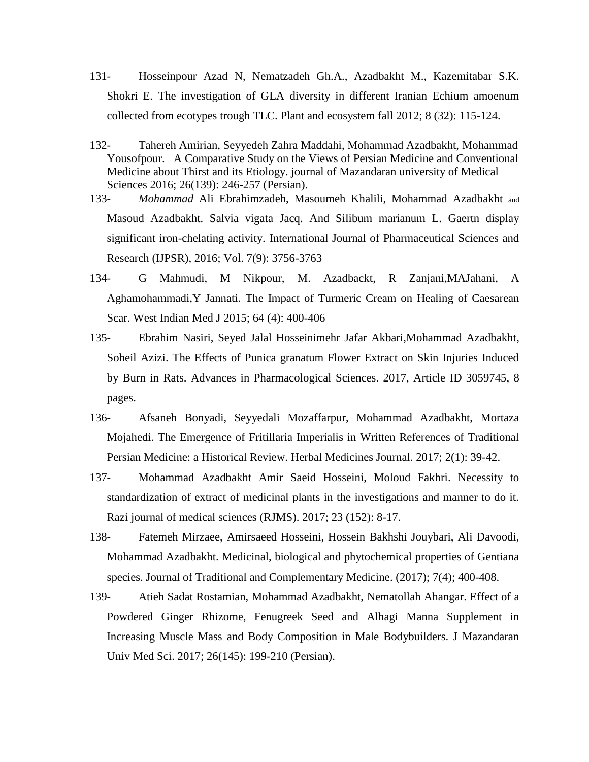131- Hosseinpour Azad N, Nematzadeh Gh.A., Azadbakht M., Kazemitabar S.K. Shokri E. The investigation of GLA diversity in different Iranian Echium amoenum collected from ecotypes trough TLC. Plant and ecosystem fall 2012; 8 (32): 115-124.

132- Tahereh Amirian, Seyyedeh Zahra Maddahi, Mohammad Azadbakht, Mohammad Yousofpour. A Comparative Study on the Views of Persian Medicine and Conventional Medicine about Thirst and its Etiology. journal of Mazandaran university of Medical Sciences 2016; 26(139): 246-257 (Persian).

133- *Mohammad* Ali Ebrahimzadeh, Masoumeh Khalili, Mohammad Azadbakht and Masoud Azadbakht. Salvia vigata Jacq. And Silibum marianum L. Gaertn display significant iron-chelating activity. International Journal of Pharmaceutical Sciences and Research (IJPSR), 2016; Vol. 7(9): 3756-3763

134- G Mahmudi, M Nikpour, M. Azadbackt, R Zanjani,MAJahani, A Aghamohammadi,Y Jannati. The Impact of Turmeric Cream on Healing of Caesarean Scar. West Indian Med J 2015; 64 (4): 400-406

135- Ebrahim Nasiri, Seyed Jalal Hosseinimehr Jafar Akbari,Mohammad Azadbakht, Soheil Azizi. The Effects of Punica granatum Flower Extract on Skin Injuries Induced by Burn in Rats. Advances in Pharmacological Sciences. 2017, Article ID 3059745, 8 pages.

136- Afsaneh Bonyadi, Seyyedali Mozaffarpur, Mohammad Azadbakht, Mortaza Mojahedi. The Emergence of Fritillaria Imperialis in Written References of Traditional Persian Medicine: a Historical Review. Herbal Medicines Journal. 2017; 2(1): 39-42.

137- Mohammad Azadbakht Amir Saeid Hosseini, Moloud Fakhri. Necessity to standardization of extract of medicinal plants in the investigations and manner to do it. Razi journal of medical sciences (RJMS). 2017; 23 (152): 8-17.

138- Fatemeh Mirzaee, Amirsaeed Hosseini, Hossein Bakhshi Jouybari, Ali Davoodi, Mohammad Azadbakht. Medicinal, biological and phytochemical properties of Gentiana species. Journal of Traditional and Complementary Medicine. (2017); 7(4); 400-408.

139- Atieh Sadat Rostamian, Mohammad Azadbakht, Nematollah Ahangar. Effect of a Powdered Ginger Rhizome, Fenugreek Seed and Alhagi Manna Supplement in Increasing Muscle Mass and Body Composition in Male Bodybuilders. J Mazandaran Univ Med Sci. 2017; 26(145): 199-210 (Persian).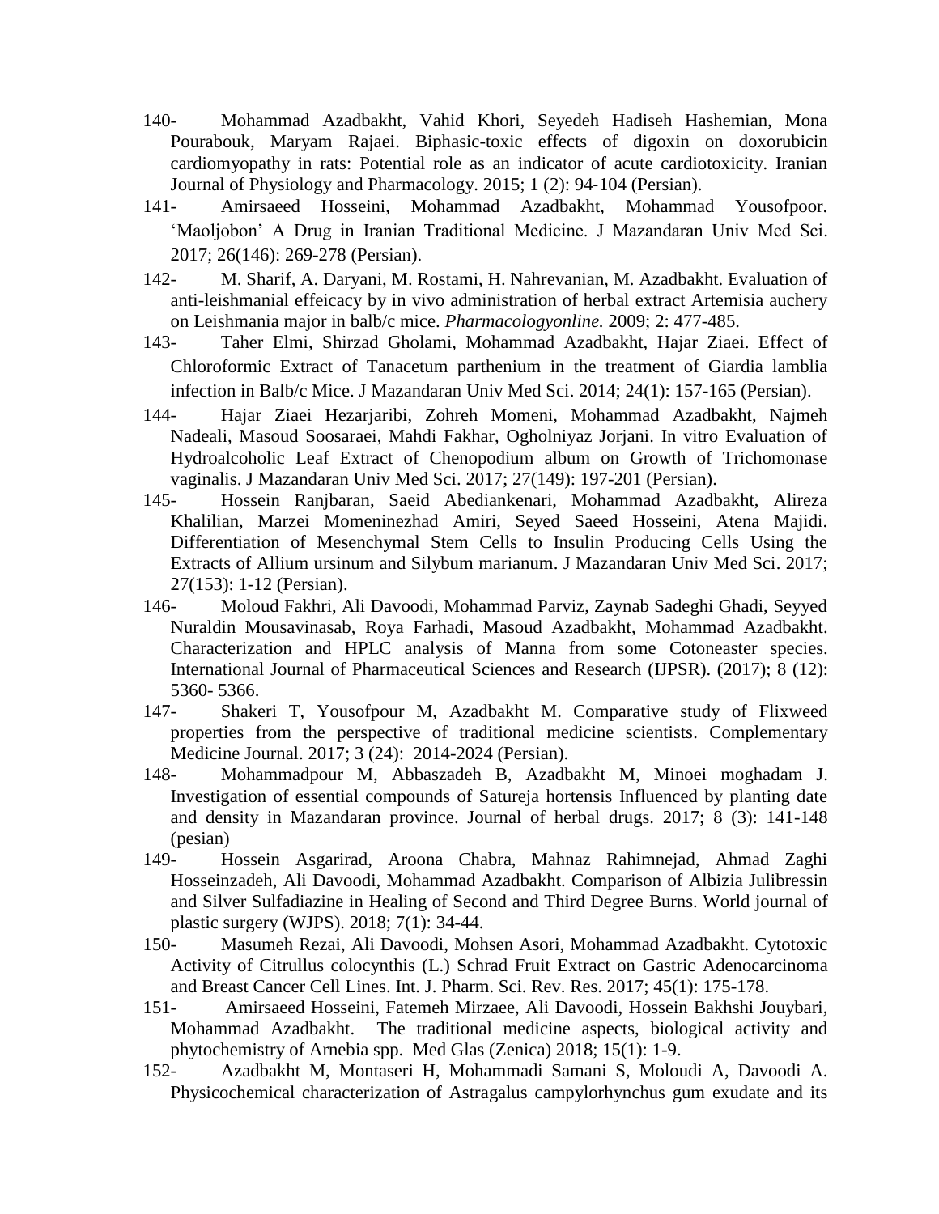140- Mohammad Azadbakht, Vahid Khori, Seyedeh Hadiseh Hashemian, Mona Pourabouk, Maryam Rajaei. Biphasic-toxic effects of digoxin on doxorubicin cardiomyopathy in rats: Potential role as an indicator of acute cardiotoxicity. Iranian Journal of Physiology and Pharmacology. 2015; 1 (2): 94-104 (Persian).

141- Amirsaeed Hosseini, Mohammad Azadbakht, Mohammad Yousofpoor. 'Maoljobon' A Drug in Iranian Traditional Medicine. J Mazandaran Univ Med Sci. 2017; 26(146): 269-278 (Persian).

142- M. Sharif, A. Daryani, M. Rostami, H. Nahrevanian, M. Azadbakht. Evaluation of anti-leishmanial effeicacy by in vivo administration of herbal extract Artemisia auchery on Leishmania major in balb/c mice. *Pharmacologyonline.* 2009; 2: 477-485.

143- Taher Elmi, Shirzad Gholami, Mohammad Azadbakht, Hajar Ziaei. Effect of Chloroformic Extract of Tanacetum parthenium in the treatment of Giardia lamblia infection in Balb/c Mice. J Mazandaran Univ Med Sci. 2014; 24(1): 157-165 (Persian).

144- Hajar Ziaei Hezarjaribi, Zohreh Momeni, Mohammad Azadbakht, Najmeh Nadeali, Masoud Soosaraei, Mahdi Fakhar, Ogholniyaz Jorjani. In vitro Evaluation of Hydroalcoholic Leaf Extract of Chenopodium album on Growth of Trichomonase vaginalis. J Mazandaran Univ Med Sci. 2017; 27(149): 197-201 (Persian).

145- Hossein Ranjbaran, Saeid Abediankenari, Mohammad Azadbakht, Alireza Khalilian, Marzei Momeninezhad Amiri, Seyed Saeed Hosseini, Atena Majidi. Differentiation of Mesenchymal Stem Cells to Insulin Producing Cells Using the Extracts of Allium ursinum and Silybum marianum. J Mazandaran Univ Med Sci. 2017; 27(153): 1-12 (Persian).

146- Moloud Fakhri, Ali Davoodi, Mohammad Parviz, Zaynab Sadeghi Ghadi, Seyyed Nuraldin Mousavinasab, Roya Farhadi, Masoud Azadbakht, Mohammad Azadbakht. Characterization and HPLC analysis of Manna from some Cotoneaster species. International Journal of Pharmaceutical Sciences and Research (IJPSR). (2017); 8 (12): 5360- 5366.

147- Shakeri T, Yousofpour M, Azadbakht M. Comparative study of Flixweed properties from the perspective of traditional medicine scientists. Complementary Medicine Journal. 2017; 3 (24): 2014-2024 (Persian).

148- Mohammadpour M, Abbaszadeh B, Azadbakht M, Minoei moghadam J. Investigation of essential compounds of Satureja hortensis Influenced by planting date and density in Mazandaran province. Journal of herbal drugs. 2017; 8 (3): 141-148 (pesian)

149- Hossein Asgarirad, Aroona Chabra, Mahnaz Rahimnejad, Ahmad Zaghi Hosseinzadeh, Ali Davoodi, Mohammad Azadbakht. Comparison of Albizia Julibressin and Silver Sulfadiazine in Healing of Second and Third Degree Burns. World journal of plastic surgery (WJPS). 2018; 7(1): 34-44.

150- Masumeh Rezai, Ali Davoodi, Mohsen Asori, Mohammad Azadbakht. Cytotoxic Activity of Citrullus colocynthis (L.) Schrad Fruit Extract on Gastric Adenocarcinoma and Breast Cancer Cell Lines. Int. J. Pharm. Sci. Rev. Res. 2017; 45(1): 175-178.

151- Amirsaeed Hosseini, Fatemeh Mirzaee, Ali Davoodi, Hossein Bakhshi Jouybari, Mohammad Azadbakht. The traditional medicine aspects, biological activity and phytochemistry of Arnebia spp. Med Glas (Zenica) 2018; 15(1): 1-9.

152- Azadbakht M, Montaseri H, Mohammadi Samani S, Moloudi A, Davoodi A. Physicochemical characterization of Astragalus campylorhynchus gum exudate and its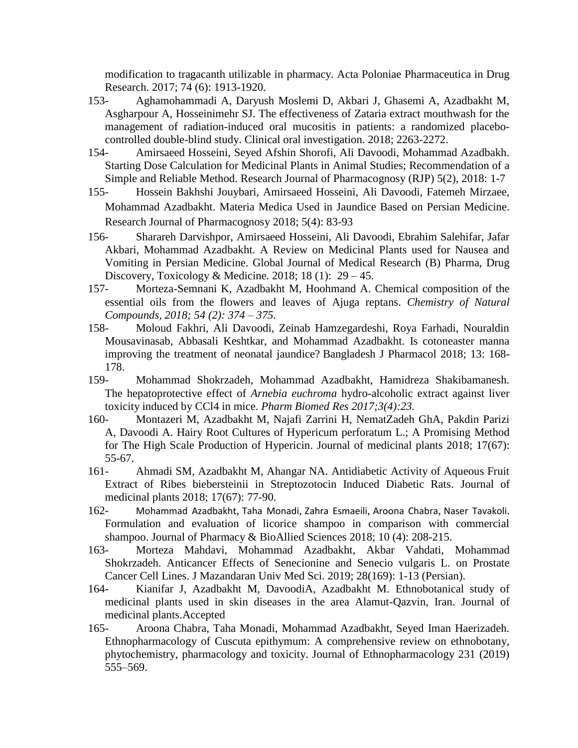modification to tragacanth utilizable in pharmacy. Acta Poloniae Pharmaceutica in Drug Research. 2017; 74 (6): 1913-1920.

153- Aghamohammadi A, Daryush Moslemi D, Akbari J, Ghasemi A, Azadbakht M, Asgharpour A, Hosseinimehr SJ. The effectiveness of Zataria extract mouthwash for the management of radiation-induced oral mucositis in patients: a randomized placebo-controlled double-blind study. Clinical oral investigation. 2018; 2263-2272.

154- Amirsaeed Hosseini, Seyed Afshin Shorofi, Ali Davoodi, Mohammad Azadbakh. Starting Dose Calculation for Medicinal Plants in Animal Studies; Recommendation of a Simple and Reliable Method. Research Journal of Pharmacognosy (RJP) 5(2), 2018: 1-7

155- Hossein Bakhshi Jouybari, Amirsaeed Hosseini, Ali Davoodi, Fatemeh Mirzaee, Mohammad Azadbakht. Materia Medica Used in Jaundice Based on Persian Medicine. Research Journal of Pharmacognosy 2018; 5(4): 83-93

156- Sharareh Darvishpor, Amirsaeed Hosseini, Ali Davoodi, Ebrahim Salehifar, Jafar Akbari, Mohammad Azadbakht. A Review on Medicinal Plants used for Nausea and Vomiting in Persian Medicine. Global Journal of Medical Research (B) Pharma, Drug Discovery, Toxicology & Medicine. 2018; 18 (1): 29 – 45.

157- Morteza-Semnani K, Azadbakht M, Hoohmand A. Chemical composition of the essential oils from the flowers and leaves of Ajuga reptans. *Chemistry of Natural Compounds, 2018; 54 (2): 374 – 375.*

158- Moloud Fakhri, Ali Davoodi, Zeinab Hamzegardeshi, Roya Farhadi, Nouraldin Mousavinasab, Abbasali Keshtkar, and Mohammad Azadbakht. Is cotoneaster manna improving the treatment of neonatal jaundice? Bangladesh J Pharmacol 2018; 13: 168-178.

159- Mohammad Shokrzadeh, Mohammad Azadbakht, Hamidreza Shakibamanesh. The hepatoprotective effect of *Arnebia euchroma* hydro-alcoholic extract against liver toxicity induced by CCl4 in mice. *Pharm Biomed Res 2017;3(4):23.*

160- Montazeri M, Azadbakht M, Najafi Zarrini H, NematZadeh GhA, Pakdin Parizi A, Davoodi A. Hairy Root Cultures of Hypericum perforatum L.; A Promising Method for The High Scale Production of Hypericin. Journal of medicinal plants 2018; 17(67): 55-67.

161- Ahmadi SM, Azadbakht M, Ahangar NA. Antidiabetic Activity of Aqueous Fruit Extract of Ribes biebersteinii in Streptozotocin Induced Diabetic Rats. Journal of medicinal plants 2018; 17(67): 77-90.

162- Mohammad Azadbakht, Taha Monadi, Zahra Esmaeili, Aroona Chabra, Naser Tavakoli. Formulation and evaluation of licorice shampoo in comparison with commercial shampoo. Journal of Pharmacy & BioAllied Sciences 2018; 10 (4): 208-215.

163- Morteza Mahdavi, Mohammad Azadbakht, Akbar Vahdati, Mohammad Shokrzadeh. Anticancer Effects of Senecionine and Senecio vulgaris L. on Prostate Cancer Cell Lines. J Mazandaran Univ Med Sci. 2019; 28(169): 1-13 (Persian).

164- Kianifar J, Azadbakht M, DavoodiA, Azadbakht M. Ethnobotanical study of medicinal plants used in skin diseases in the area Alamut-Qazvin, Iran. Journal of medicinal plants.Accepted

165- Aroona Chabra, Taha Monadi, Mohammad Azadbakht, Seyed Iman Haerizadeh. Ethnopharmacology of Cuscuta epithymum: A comprehensive review on ethnobotany, phytochemistry, pharmacology and toxicity. Journal of Ethnopharmacology 231 (2019) 555–569.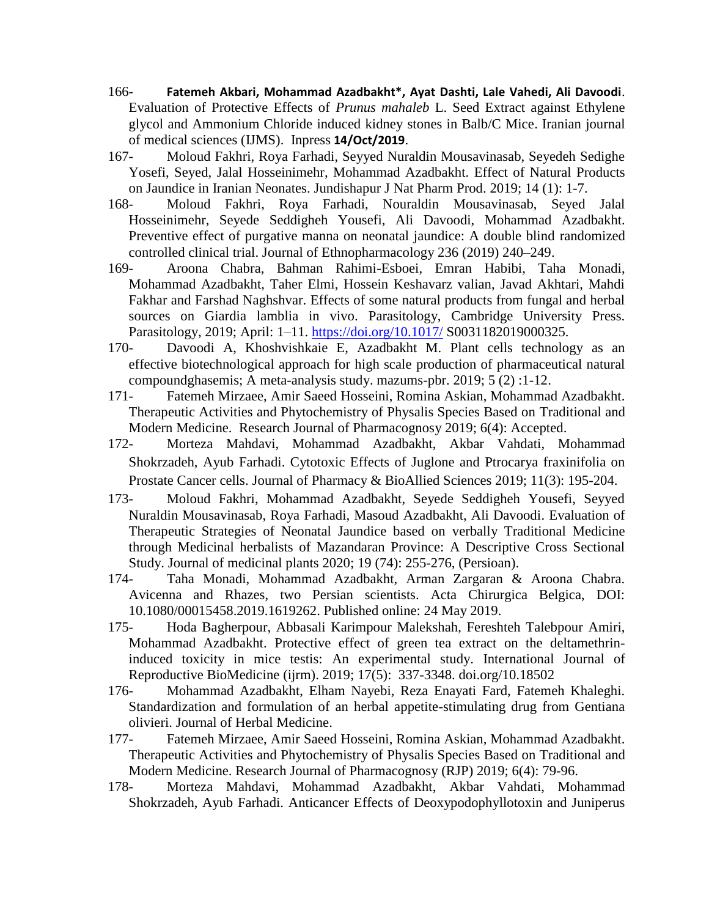166- **Fatemeh Akbari, Mohammad Azadbakht\*, Ayat Dashti, Lale Vahedi, Ali Davoodi**. Evaluation of Protective Effects of *Prunus mahaleb* L. Seed Extract against Ethylene glycol and Ammonium Chloride induced kidney stones in Balb/C Mice. Iranian journal of medical sciences (IJMS). Inpress **14/Oct/2019**.

167- Moloud Fakhri, Roya Farhadi, Seyyed Nuraldin Mousavinasab, Seyedeh Sedighe Yosefi, Seyed, Jalal Hosseinimehr, Mohammad Azadbakht. Effect of Natural Products on Jaundice in Iranian Neonates. Jundishapur J Nat Pharm Prod. 2019; 14 (1): 1-7.

168- Moloud Fakhri, Roya Farhadi, Nouraldin Mousavinasab, Seyed Jalal Hosseinimehr, Seyede Seddigheh Yousefi, Ali Davoodi, Mohammad Azadbakht. Preventive effect of purgative manna on neonatal jaundice: A double blind randomized controlled clinical trial. Journal of Ethnopharmacology 236 (2019) 240–249.

169- Aroona Chabra, Bahman Rahimi-Esboei, Emran Habibi, Taha Monadi, Mohammad Azadbakht, Taher Elmi, Hossein Keshavarz valian, Javad Akhtari, Mahdi Fakhar and Farshad Naghshvar. Effects of some natural products from fungal and herbal sources on Giardia lamblia in vivo. Parasitology, Cambridge University Press. Parasitology, 2019; April: 1–11. https://doi.org/10.1017/ S0031182019000325.

170- Davoodi A, Khoshvishkaie E, Azadbakht M. Plant cells technology as an effective biotechnological approach for high scale production of pharmaceutical natural compoundghasemis; A meta-analysis study. mazums-pbr. 2019; 5 (2) :1-12.

171- Fatemeh Mirzaee, Amir Saeed Hosseini, Romina Askian, Mohammad Azadbakht. Therapeutic Activities and Phytochemistry of Physalis Species Based on Traditional and Modern Medicine. Research Journal of Pharmacognosy 2019; 6(4): Accepted.

172- Morteza Mahdavi, Mohammad Azadbakht, Akbar Vahdati, Mohammad Shokrzadeh, Ayub Farhadi. Cytotoxic Effects of Juglone and Ptrocarya fraxinifolia on Prostate Cancer cells. Journal of Pharmacy & BioAllied Sciences 2019; 11(3): 195-204.

173- Moloud Fakhri, Mohammad Azadbakht, Seyede Seddigheh Yousefi, Seyyed Nuraldin Mousavinasab, Roya Farhadi, Masoud Azadbakht, Ali Davoodi. Evaluation of Therapeutic Strategies of Neonatal Jaundice based on verbally Traditional Medicine through Medicinal herbalists of Mazandaran Province: A Descriptive Cross Sectional Study. Journal of medicinal plants 2020; 19 (74): 255-276, (Persioan).

174- Taha Monadi, Mohammad Azadbakht, Arman Zargaran & Aroona Chabra. Avicenna and Rhazes, two Persian scientists. Acta Chirurgica Belgica, DOI: 10.1080/00015458.2019.1619262. Published online: 24 May 2019.

175- Hoda Bagherpour, Abbasali Karimpour Malekshah, Fereshteh Talebpour Amiri, Mohammad Azadbakht. Protective effect of green tea extract on the deltamethrin-induced toxicity in mice testis: An experimental study. International Journal of Reproductive BioMedicine (ijrm). 2019; 17(5): 337-3348. doi.org/10.18502

176- Mohammad Azadbakht, Elham Nayebi, Reza Enayati Fard, Fatemeh Khaleghi. Standardization and formulation of an herbal appetite-stimulating drug from Gentiana olivieri. Journal of Herbal Medicine.

177- Fatemeh Mirzaee, Amir Saeed Hosseini, Romina Askian, Mohammad Azadbakht. Therapeutic Activities and Phytochemistry of Physalis Species Based on Traditional and Modern Medicine. Research Journal of Pharmacognosy (RJP) 2019; 6(4): 79-96.

178- Morteza Mahdavi, Mohammad Azadbakht, Akbar Vahdati, Mohammad Shokrzadeh, Ayub Farhadi. Anticancer Effects of Deoxypodophyllotoxin and Juniperus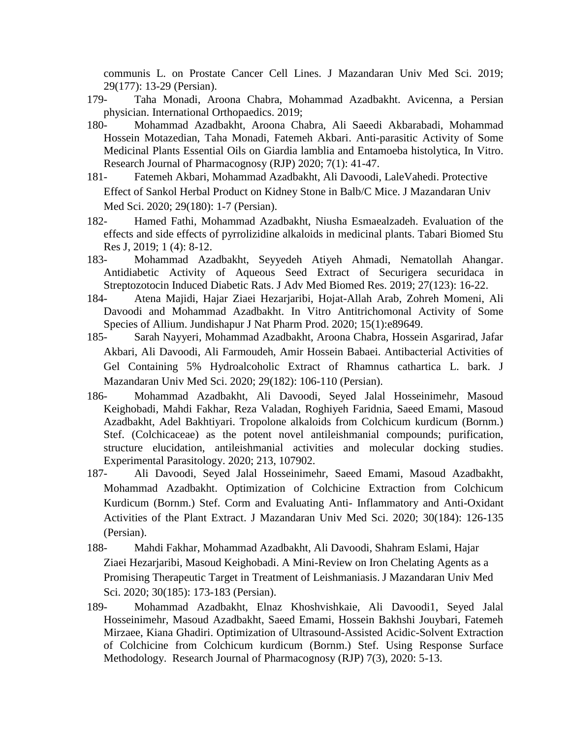communis L. on Prostate Cancer Cell Lines. J Mazandaran Univ Med Sci. 2019; 29(177): 13-29 (Persian).

179- Taha Monadi, Aroona Chabra, Mohammad Azadbakht. Avicenna, a Persian physician. International Orthopaedics. 2019;

180- Mohammad Azadbakht, Aroona Chabra, Ali Saeedi Akbarabadi, Mohammad Hossein Motazedian, Taha Monadi, Fatemeh Akbari. Anti-parasitic Activity of Some Medicinal Plants Essential Oils on Giardia lamblia and Entamoeba histolytica, In Vitro. Research Journal of Pharmacognosy (RJP) 2020; 7(1): 41-47.

181- Fatemeh Akbari, Mohammad Azadbakht, Ali Davoodi, LaleVahedi. Protective Effect of Sankol Herbal Product on Kidney Stone in Balb/C Mice. J Mazandaran Univ Med Sci. 2020; 29(180): 1-7 (Persian).

182- Hamed Fathi, Mohammad Azadbakht, Niusha Esmaealzadeh. Evaluation of the effects and side effects of pyrrolizidine alkaloids in medicinal plants. Tabari Biomed Stu Res J, 2019; 1 (4): 8-12.

183- Mohammad Azadbakht, Seyyedeh Atiyeh Ahmadi, Nematollah Ahangar. Antidiabetic Activity of Aqueous Seed Extract of Securigera securidaca in Streptozotocin Induced Diabetic Rats. J Adv Med Biomed Res. 2019; 27(123): 16-22.

184- Atena Majidi, Hajar Ziaei Hezarjaribi, Hojat-Allah Arab, Zohreh Momeni, Ali Davoodi and Mohammad Azadbakht. In Vitro Antitrichomonal Activity of Some Species of Allium. Jundishapur J Nat Pharm Prod. 2020; 15(1):e89649.

185- Sarah Nayyeri, Mohammad Azadbakht, Aroona Chabra, Hossein Asgarirad, Jafar Akbari, Ali Davoodi, Ali Farmoudeh, Amir Hossein Babaei. Antibacterial Activities of Gel Containing 5% Hydroalcoholic Extract of Rhamnus cathartica L. bark. J Mazandaran Univ Med Sci. 2020; 29(182): 106-110 (Persian).

186- Mohammad Azadbakht, Ali Davoodi, Seyed Jalal Hosseinimehr, Masoud Keighobadi, Mahdi Fakhar, Reza Valadan, Roghiyeh Faridnia, Saeed Emami, Masoud Azadbakht, Adel Bakhtiyari. Tropolone alkaloids from Colchicum kurdicum (Bornm.) Stef. (Colchicaceae) as the potent novel antileishmanial compounds; purification, structure elucidation, antileishmanial activities and molecular docking studies. Experimental Parasitology. 2020; 213, 107902.

187- Ali Davoodi, Seyed Jalal Hosseinimehr, Saeed Emami, Masoud Azadbakht, Mohammad Azadbakht. Optimization of Colchicine Extraction from Colchicum Kurdicum (Bornm.) Stef. Corm and Evaluating Anti- Inflammatory and Anti-Oxidant Activities of the Plant Extract. J Mazandaran Univ Med Sci. 2020; 30(184): 126-135 (Persian).

188- Mahdi Fakhar, Mohammad Azadbakht, Ali Davoodi, Shahram Eslami, Hajar Ziaei Hezarjaribi, Masoud Keighobadi. A Mini-Review on Iron Chelating Agents as a Promising Therapeutic Target in Treatment of Leishmaniasis. J Mazandaran Univ Med Sci. 2020; 30(185): 173-183 (Persian).

189- Mohammad Azadbakht, Elnaz Khoshvishkaie, Ali Davoodi1, Seyed Jalal Hosseinimehr, Masoud Azadbakht, Saeed Emami, Hossein Bakhshi Jouybari, Fatemeh Mirzaee, Kiana Ghadiri. Optimization of Ultrasound-Assisted Acidic-Solvent Extraction of Colchicine from Colchicum kurdicum (Bornm.) Stef. Using Response Surface Methodology. Research Journal of Pharmacognosy (RJP) 7(3), 2020: 5-13.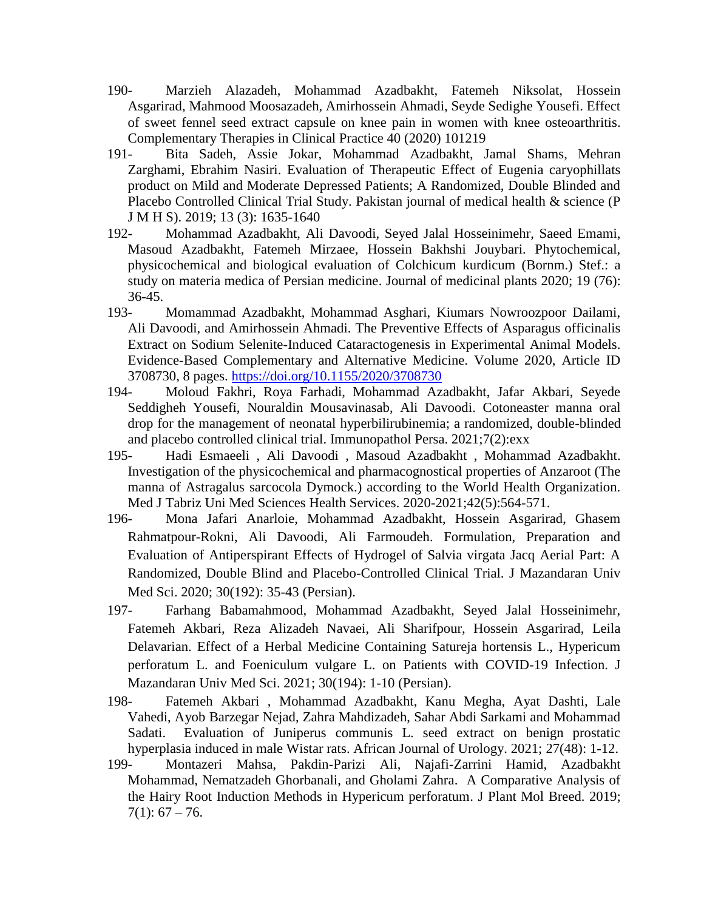190- Marzieh Alazadeh, Mohammad Azadbakht, Fatemeh Niksolat, Hossein Asgarirad, Mahmood Moosazadeh, Amirhossein Ahmadi, Seyde Sedighe Yousefi. Effect of sweet fennel seed extract capsule on knee pain in women with knee osteoarthritis. Complementary Therapies in Clinical Practice 40 (2020) 101219

191- Bita Sadeh, Assie Jokar, Mohammad Azadbakht, Jamal Shams, Mehran Zarghami, Ebrahim Nasiri. Evaluation of Therapeutic Effect of Eugenia caryophillats product on Mild and Moderate Depressed Patients; A Randomized, Double Blinded and Placebo Controlled Clinical Trial Study. Pakistan journal of medical health & science (P J M H S). 2019; 13 (3): 1635-1640

192- Mohammad Azadbakht, Ali Davoodi, Seyed Jalal Hosseinimehr, Saeed Emami, Masoud Azadbakht, Fatemeh Mirzaee, Hossein Bakhshi Jouybari. Phytochemical, physicochemical and biological evaluation of Colchicum kurdicum (Bornm.) Stef.: a study on materia medica of Persian medicine. Journal of medicinal plants 2020; 19 (76): 36-45.

193- Momammad Azadbakht, Mohammad Asghari, Kiumars Nowroozpoor Dailami, Ali Davoodi, and Amirhossein Ahmadi. The Preventive Effects of Asparagus officinalis Extract on Sodium Selenite-Induced Cataractogenesis in Experimental Animal Models. Evidence-Based Complementary and Alternative Medicine. Volume 2020, Article ID 3708730, 8 pages. https://doi.org/10.1155/2020/3708730

194- Moloud Fakhri, Roya Farhadi, Mohammad Azadbakht, Jafar Akbari, Seyede Seddigheh Yousefi, Nouraldin Mousavinasab, Ali Davoodi. Cotoneaster manna oral drop for the management of neonatal hyperbilirubinemia; a randomized, double-blinded and placebo controlled clinical trial. Immunopathol Persa. 2021;7(2):exx

195- Hadi Esmaeeli , Ali Davoodi , Masoud Azadbakht , Mohammad Azadbakht. Investigation of the physicochemical and pharmacognostical properties of Anzaroot (The manna of Astragalus sarcocola Dymock.) according to the World Health Organization. Med J Tabriz Uni Med Sciences Health Services. 2020-2021;42(5):564-571.

196- Mona Jafari Anarloie, Mohammad Azadbakht, Hossein Asgarirad, Ghasem Rahmatpour-Rokni, Ali Davoodi, Ali Farmoudeh. Formulation, Preparation and Evaluation of Antiperspirant Effects of Hydrogel of Salvia virgata Jacq Aerial Part: A Randomized, Double Blind and Placebo-Controlled Clinical Trial. J Mazandaran Univ Med Sci. 2020; 30(192): 35-43 (Persian).

197- Farhang Babamahmood, Mohammad Azadbakht, Seyed Jalal Hosseinimehr, Fatemeh Akbari, Reza Alizadeh Navaei, Ali Sharifpour, Hossein Asgarirad, Leila Delavarian. Effect of a Herbal Medicine Containing Satureja hortensis L., Hypericum perforatum L. and Foeniculum vulgare L. on Patients with COVID-19 Infection. J Mazandaran Univ Med Sci. 2021; 30(194): 1-10 (Persian).

198- Fatemeh Akbari , Mohammad Azadbakht, Kanu Megha, Ayat Dashti, Lale Vahedi, Ayob Barzegar Nejad, Zahra Mahdizadeh, Sahar Abdi Sarkami and Mohammad Sadati. Evaluation of Juniperus communis L. seed extract on benign prostatic hyperplasia induced in male Wistar rats. African Journal of Urology. 2021; 27(48): 1-12.

199- Montazeri Mahsa, Pakdin-Parizi Ali, Najafi-Zarrini Hamid, Azadbakht Mohammad, Nematzadeh Ghorbanali, and Gholami Zahra. A Comparative Analysis of the Hairy Root Induction Methods in Hypericum perforatum. J Plant Mol Breed. 2019; 7(1): 67 – 76.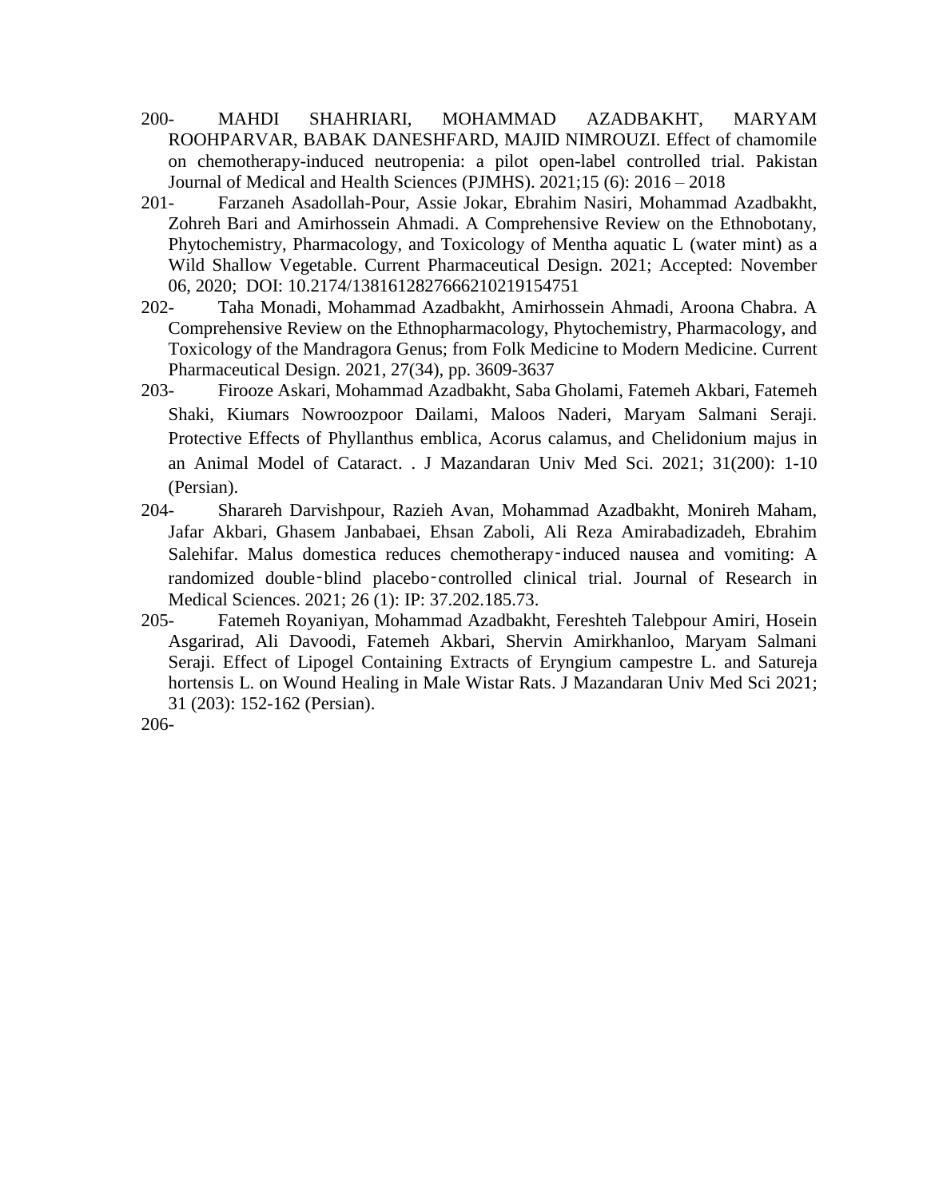200- MAHDI SHAHRIARI, MOHAMMAD AZADBAKHT, MARYAM ROOHPARVAR, BABAK DANESHFARD, MAJID NIMROUZI. Effect of chamomile on chemotherapy-induced neutropenia: a pilot open-label controlled trial. Pakistan Journal of Medical and Health Sciences (PJMHS). 2021;15 (6): 2016 – 2018

201- Farzaneh Asadollah-Pour, Assie Jokar, Ebrahim Nasiri, Mohammad Azadbakht, Zohreh Bari and Amirhossein Ahmadi. A Comprehensive Review on the Ethnobotany, Phytochemistry, Pharmacology, and Toxicology of Mentha aquatic L (water mint) as a Wild Shallow Vegetable. Current Pharmaceutical Design. 2021; Accepted: November 06, 2020; DOI: 10.2174/1381612827666210219154751

202- Taha Monadi, Mohammad Azadbakht, Amirhossein Ahmadi, Aroona Chabra. A Comprehensive Review on the Ethnopharmacology, Phytochemistry, Pharmacology, and Toxicology of the Mandragora Genus; from Folk Medicine to Modern Medicine. Current Pharmaceutical Design. 2021, 27(34), pp. 3609-3637

203- Firooze Askari, Mohammad Azadbakht, Saba Gholami, Fatemeh Akbari, Fatemeh Shaki, Kiumars Nowroozpoor Dailami, Maloos Naderi, Maryam Salmani Seraji. Protective Effects of Phyllanthus emblica, Acorus calamus, and Chelidonium majus in an Animal Model of Cataract. . J Mazandaran Univ Med Sci. 2021; 31(200): 1-10 (Persian).

204- Sharareh Darvishpour, Razieh Avan, Mohammad Azadbakht, Monireh Maham, Jafar Akbari, Ghasem Janbabaei, Ehsan Zaboli, Ali Reza Amirabadizadeh, Ebrahim Salehifar. Malus domestica reduces chemotherapy‑induced nausea and vomiting: A randomized double‑blind placebo‑controlled clinical trial. Journal of Research in Medical Sciences. 2021; 26 (1): IP: 37.202.185.73.

205- Fatemeh Royaniyan, Mohammad Azadbakht, Fereshteh Talebpour Amiri, Hosein Asgarirad, Ali Davoodi, Fatemeh Akbari, Shervin Amirkhanloo, Maryam Salmani Seraji. Effect of Lipogel Containing Extracts of Eryngium campestre L. and Satureja hortensis L. on Wound Healing in Male Wistar Rats. J Mazandaran Univ Med Sci 2021; 31 (203): 152-162 (Persian).

206-